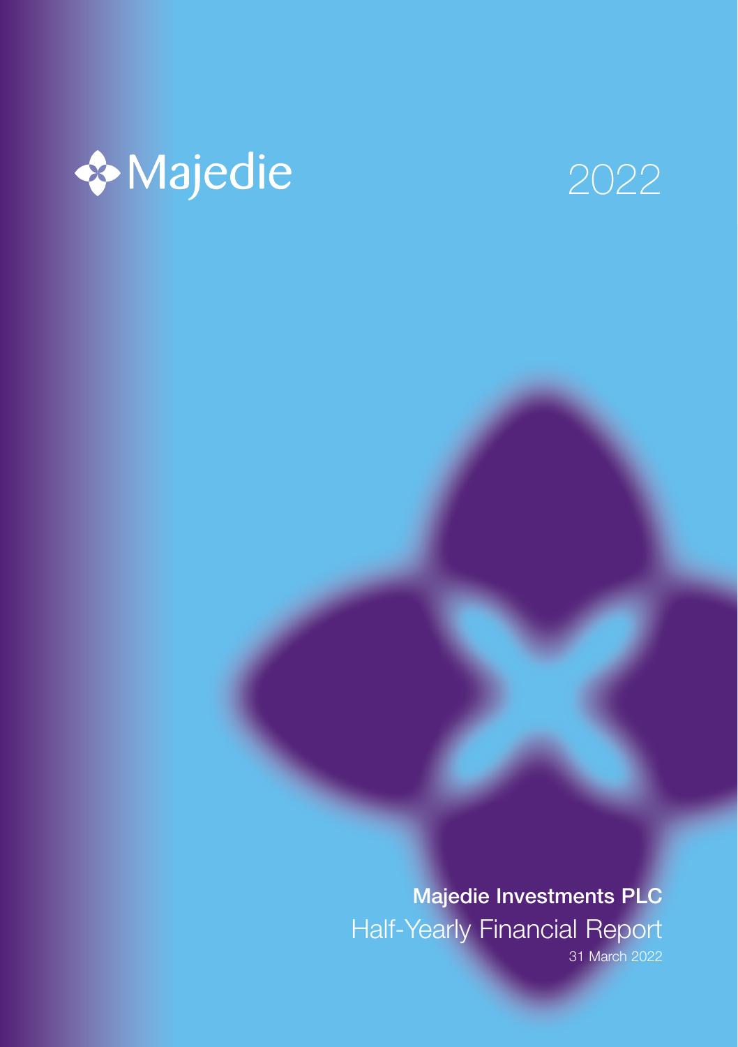Majedie

2022

**Majedie Investments PLC**

Half-Yearly Financial Report

31 March 2022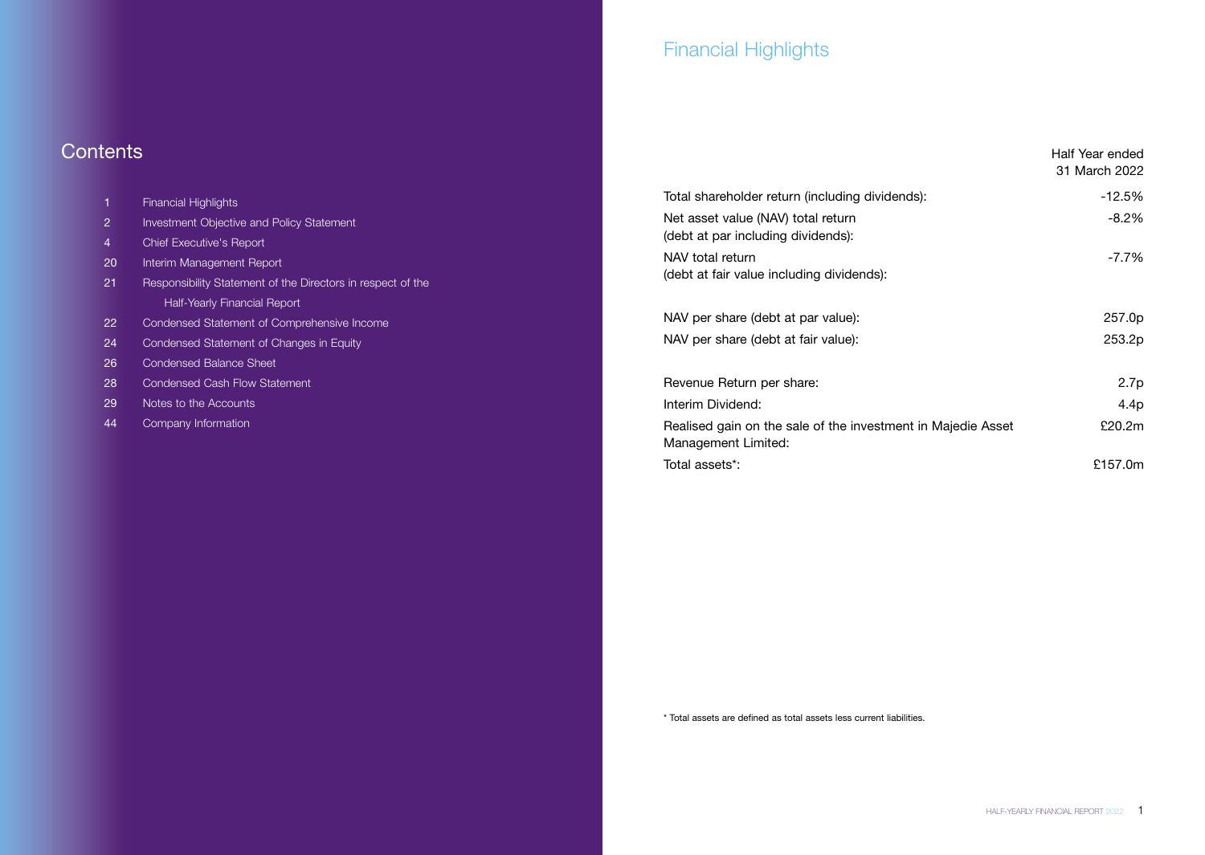# Contents

| | |
|---|---|
| 1 | Financial Highlights |
| 2 | Investment Objective and Policy Statement |
| 4 | Chief Executive's Report |
| 20 | Interim Management Report |
| 21 | Responsibility Statement of the Directors in respect of the Half-Yearly Financial Report |
| 22 | Condensed Statement of Comprehensive Income |
| 24 | Condensed Statement of Changes in Equity |
| 26 | Condensed Balance Sheet |
| 28 | Condensed Cash Flow Statement |
| 29 | Notes to the Accounts |
| 44 | Company Information |

# Financial Highlights

| | Half Year ended 31 March 2022 |
|---|---|
| Total shareholder return (including dividends): | -12.5% |
| Net asset value (NAV) total return (debt at par including dividends): | -8.2% |
| NAV total return (debt at fair value including dividends): | -7.7% |
| NAV per share (debt at par value): | 257.0p |
| NAV per share (debt at fair value): | 253.2p |
| Revenue Return per share: | 2.7p |
| Interim Dividend: | 4.4p |
| Realised gain on the sale of the investment in Majedie Asset Management Limited: | £20.2m |
| Total assets*: | £157.0m |

\* Total assets are defined as total assets less current liabilities.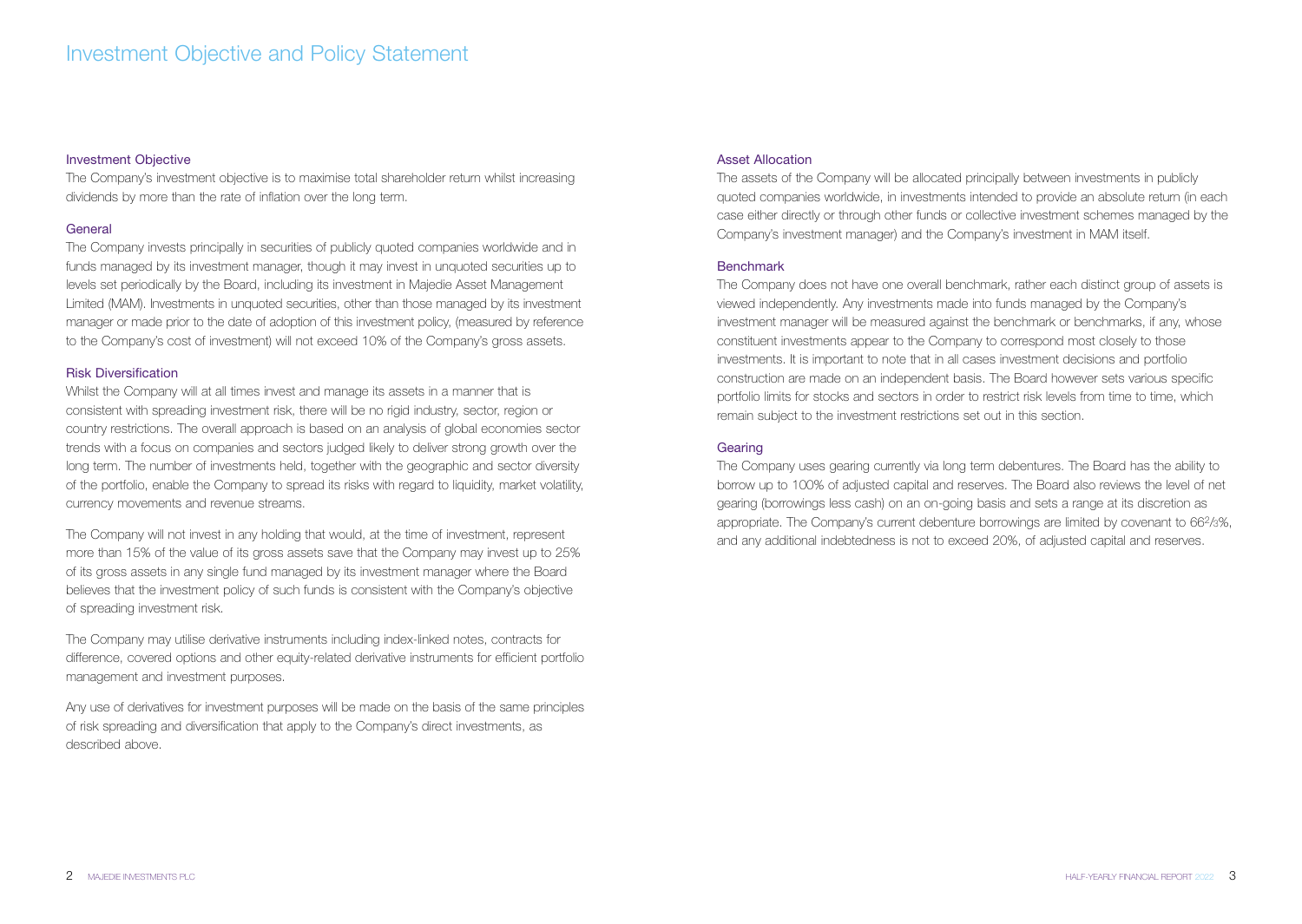# Investment Objective and Policy Statement

## Investment Objective

The Company's investment objective is to maximise total shareholder return whilst increasing dividends by more than the rate of inflation over the long term.

## General

The Company invests principally in securities of publicly quoted companies worldwide and in funds managed by its investment manager, though it may invest in unquoted securities up to levels set periodically by the Board, including its investment in Majedie Asset Management Limited (MAM). Investments in unquoted securities, other than those managed by its investment manager or made prior to the date of adoption of this investment policy, (measured by reference to the Company's cost of investment) will not exceed 10% of the Company's gross assets.

## Risk Diversification

Whilst the Company will at all times invest and manage its assets in a manner that is consistent with spreading investment risk, there will be no rigid industry, sector, region or country restrictions. The overall approach is based on an analysis of global economies sector trends with a focus on companies and sectors judged likely to deliver strong growth over the long term. The number of investments held, together with the geographic and sector diversity of the portfolio, enable the Company to spread its risks with regard to liquidity, market volatility, currency movements and revenue streams.

The Company will not invest in any holding that would, at the time of investment, represent more than 15% of the value of its gross assets save that the Company may invest up to 25% of its gross assets in any single fund managed by its investment manager where the Board believes that the investment policy of such funds is consistent with the Company's objective of spreading investment risk.

The Company may utilise derivative instruments including index-linked notes, contracts for difference, covered options and other equity-related derivative instruments for efficient portfolio management and investment purposes.

Any use of derivatives for investment purposes will be made on the basis of the same principles of risk spreading and diversification that apply to the Company's direct investments, as described above.

## Asset Allocation

The assets of the Company will be allocated principally between investments in publicly quoted companies worldwide, in investments intended to provide an absolute return (in each case either directly or through other funds or collective investment schemes managed by the Company's investment manager) and the Company's investment in MAM itself.

## Benchmark

The Company does not have one overall benchmark, rather each distinct group of assets is viewed independently. Any investments made into funds managed by the Company's investment manager will be measured against the benchmark or benchmarks, if any, whose constituent investments appear to the Company to correspond most closely to those investments. It is important to note that in all cases investment decisions and portfolio construction are made on an independent basis. The Board however sets various specific portfolio limits for stocks and sectors in order to restrict risk levels from time to time, which remain subject to the investment restrictions set out in this section.

## Gearing

The Company uses gearing currently via long term debentures. The Board has the ability to borrow up to 100% of adjusted capital and reserves. The Board also reviews the level of net gearing (borrowings less cash) on an on-going basis and sets a range at its discretion as appropriate. The Company's current debenture borrowings are limited by covenant to $66^2/_3$%, and any additional indebtedness is not to exceed 20%, of adjusted capital and reserves.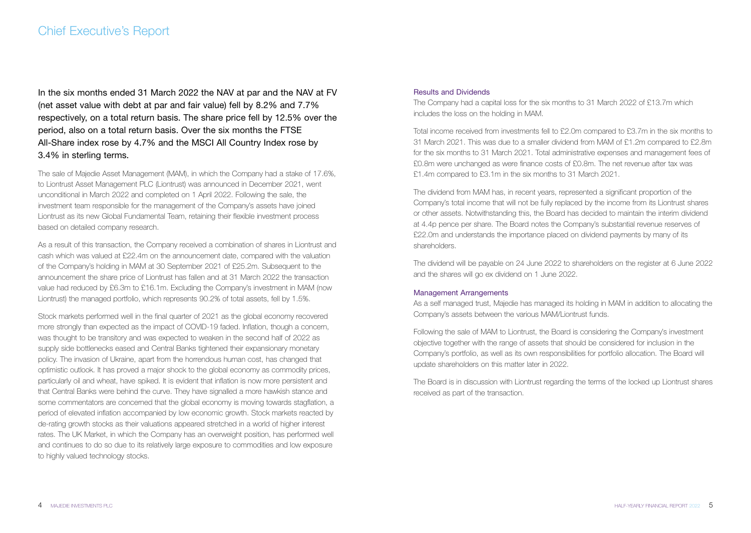# Chief Executive's Report

**In the six months ended 31 March 2022 the NAV at par and the NAV at FV (net asset value with debt at par and fair value) fell by 8.2% and 7.7% respectively, on a total return basis. The share price fell by 12.5% over the period, also on a total return basis. Over the six months the FTSE All-Share index rose by 4.7% and the MSCI All Country Index rose by 3.4% in sterling terms.**

The sale of Majedie Asset Management (MAM), in which the Company had a stake of 17.6%, to Liontrust Asset Management PLC (Liontrust) was announced in December 2021, went unconditional in March 2022 and completed on 1 April 2022. Following the sale, the investment team responsible for the management of the Company's assets have joined Liontrust as its new Global Fundamental Team, retaining their flexible investment process based on detailed company research.

As a result of this transaction, the Company received a combination of shares in Liontrust and cash which was valued at £22.4m on the announcement date, compared with the valuation of the Company's holding in MAM at 30 September 2021 of £25.2m. Subsequent to the announcement the share price of Liontrust has fallen and at 31 March 2022 the transaction value had reduced by £6.3m to £16.1m. Excluding the Company's investment in MAM (now Liontrust) the managed portfolio, which represents 90.2% of total assets, fell by 1.5%.

Stock markets performed well in the final quarter of 2021 as the global economy recovered more strongly than expected as the impact of COVID-19 faded. Inflation, though a concern, was thought to be transitory and was expected to weaken in the second half of 2022 as supply side bottlenecks eased and Central Banks tightened their expansionary monetary policy. The invasion of Ukraine, apart from the horrendous human cost, has changed that optimistic outlook. It has proved a major shock to the global economy as commodity prices, particularly oil and wheat, have spiked. It is evident that inflation is now more persistent and that Central Banks were behind the curve. They have signalled a more hawkish stance and some commentators are concerned that the global economy is moving towards stagflation, a period of elevated inflation accompanied by low economic growth. Stock markets reacted by de-rating growth stocks as their valuations appeared stretched in a world of higher interest rates. The UK Market, in which the Company has an overweight position, has performed well and continues to do so due to its relatively large exposure to commodities and low exposure to highly valued technology stocks.

### Results and Dividends

The Company had a capital loss for the six months to 31 March 2022 of £13.7m which includes the loss on the holding in MAM.

Total income received from investments fell to £2.0m compared to £3.7m in the six months to 31 March 2021. This was due to a smaller dividend from MAM of £1.2m compared to £2.8m for the six months to 31 March 2021. Total administrative expenses and management fees of £0.8m were unchanged as were finance costs of £0.8m. The net revenue after tax was £1.4m compared to £3.1m in the six months to 31 March 2021.

The dividend from MAM has, in recent years, represented a significant proportion of the Company's total income that will not be fully replaced by the income from its Liontrust shares or other assets. Notwithstanding this, the Board has decided to maintain the interim dividend at 4.4p pence per share. The Board notes the Company's substantial revenue reserves of £22.0m and understands the importance placed on dividend payments by many of its shareholders.

The dividend will be payable on 24 June 2022 to shareholders on the register at 6 June 2022 and the shares will go ex dividend on 1 June 2022.

### Management Arrangements

As a self managed trust, Majedie has managed its holding in MAM in addition to allocating the Company's assets between the various MAM/Liontrust funds.

Following the sale of MAM to Liontrust, the Board is considering the Company's investment objective together with the range of assets that should be considered for inclusion in the Company's portfolio, as well as its own responsibilities for portfolio allocation. The Board will update shareholders on this matter later in 2022.

The Board is in discussion with Liontrust regarding the terms of the locked up Liontrust shares received as part of the transaction.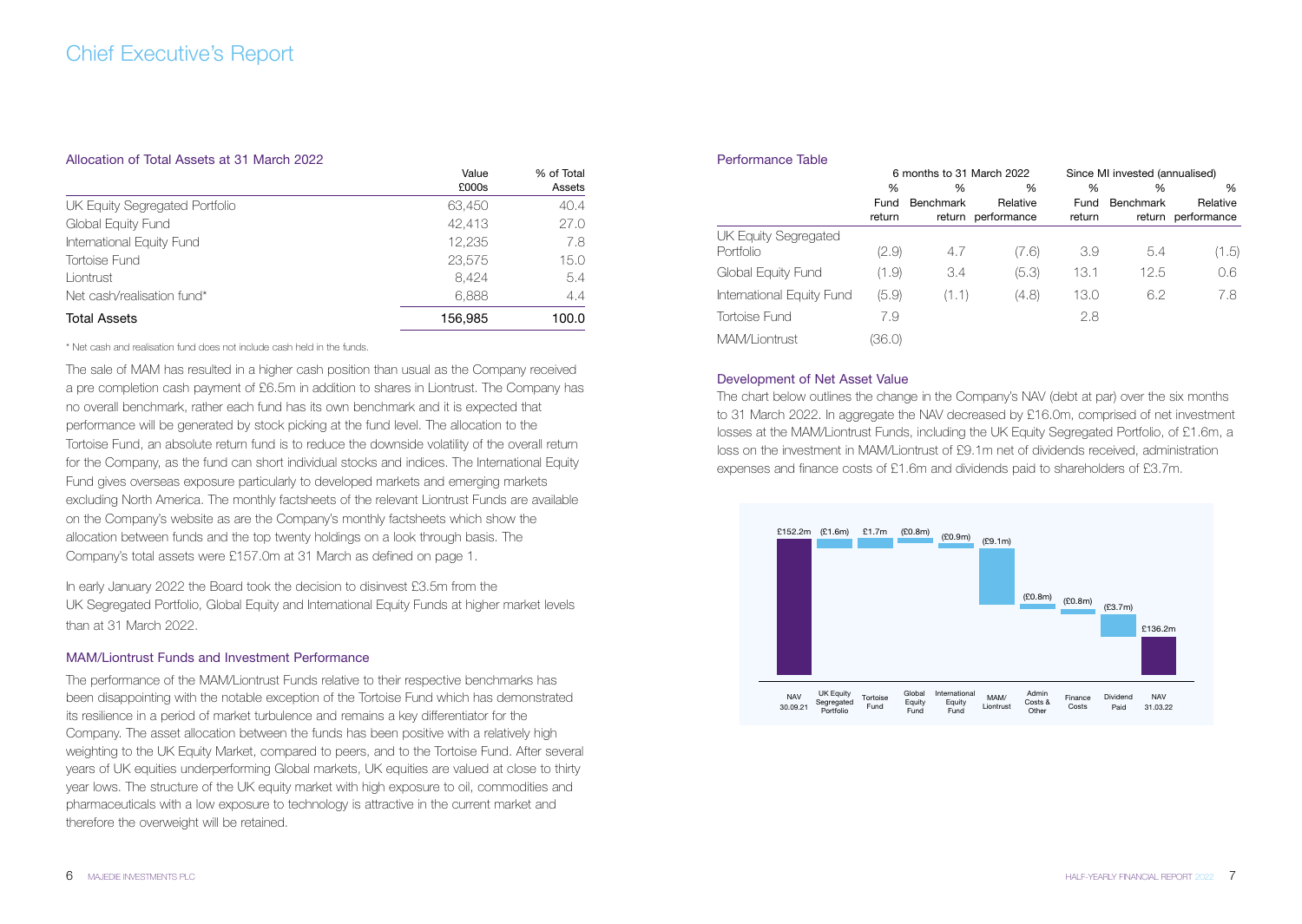# Chief Executive's Report

### Allocation of Total Assets at 31 March 2022

| | Value £000s | % of Total Assets |
|---|---|---|
| UK Equity Segregated Portfolio | 63,450 | 40.4 |
| Global Equity Fund | 42,413 | 27.0 |
| International Equity Fund | 12,235 | 7.8 |
| Tortoise Fund | 23,575 | 15.0 |
| Liontrust | 8,424 | 5.4 |
| Net cash/realisation fund* | 6,888 | 4.4 |
| **Total Assets** | **156,985** | **100.0** |

\* Net cash and realisation fund does not include cash held in the funds.

The sale of MAM has resulted in a higher cash position than usual as the Company received a pre completion cash payment of £6.5m in addition to shares in Liontrust. The Company has no overall benchmark, rather each fund has its own benchmark and it is expected that performance will be generated by stock picking at the fund level. The allocation to the Tortoise Fund, an absolute return fund is to reduce the downside volatility of the overall return for the Company, as the fund can short individual stocks and indices. The International Equity Fund gives overseas exposure particularly to developed markets and emerging markets excluding North America. The monthly factsheets of the relevant Liontrust Funds are available on the Company's website as are the Company's monthly factsheets which show the allocation between funds and the top twenty holdings on a look through basis. The Company's total assets were £157.0m at 31 March as defined on page 1.

In early January 2022 the Board took the decision to disinvest £3.5m from the UK Segregated Portfolio, Global Equity and International Equity Funds at higher market levels than at 31 March 2022.

### MAM/Liontrust Funds and Investment Performance

The performance of the MAM/Liontrust Funds relative to their respective benchmarks has been disappointing with the notable exception of the Tortoise Fund which has demonstrated its resilience in a period of market turbulence and remains a key differentiator for the Company. The asset allocation between the funds has been positive with a relatively high weighting to the UK Equity Market, compared to peers, and to the Tortoise Fund. After several years of UK equities underperforming Global markets, UK equities are valued at close to thirty year lows. The structure of the UK equity market with high exposure to oil, commodities and pharmaceuticals with a low exposure to technology is attractive in the current market and therefore the overweight will be retained.

### Performance Table

| | 6 months to 31 March 2022 | | | Since MI invested (annualised) | | |
|---|---|---|---|---|---|---|
| | % Fund return | % Benchmark return | % Relative performance | % Fund return | % Benchmark return | % Relative performance |
| UK Equity Segregated Portfolio | (2.9) | 4.7 | (7.6) | 3.9 | 5.4 | (1.5) |
| Global Equity Fund | (1.9) | 3.4 | (5.3) | 13.1 | 12.5 | 0.6 |
| International Equity Fund | (5.9) | (1.1) | (4.8) | 13.0 | 6.2 | 7.8 |
| Tortoise Fund | 7.9 | | | 2.8 | | |
| MAM/Liontrust | (36.0) | | | | | |

### Development of Net Asset Value

The chart below outlines the change in the Company's NAV (debt at par) over the six months to 31 March 2022. In aggregate the NAV decreased by £16.0m, comprised of net investment losses at the MAM/Liontrust Funds, including the UK Equity Segregated Portfolio, of £1.6m, a loss on the investment in MAM/Liontrust of £9.1m net of dividends received, administration expenses and finance costs of £1.6m and dividends paid to shareholders of £3.7m.

| NAV 30.09.21 | UK Equity Segregated Portfolio | Tortoise Fund | Global Equity Fund | International Equity Fund | MAM/ Liontrust | Admin Costs & Other | Finance Costs | Dividend Paid | NAV 31.03.22 |
|---|---|---|---|---|---|---|---|---|---|
| £152.2m | (£1.6m) | £1.7m | (£0.8m) | (£0.9m) | (£9.1m) | (£0.8m) | (£0.8m) | (£3.7m) | £136.2m |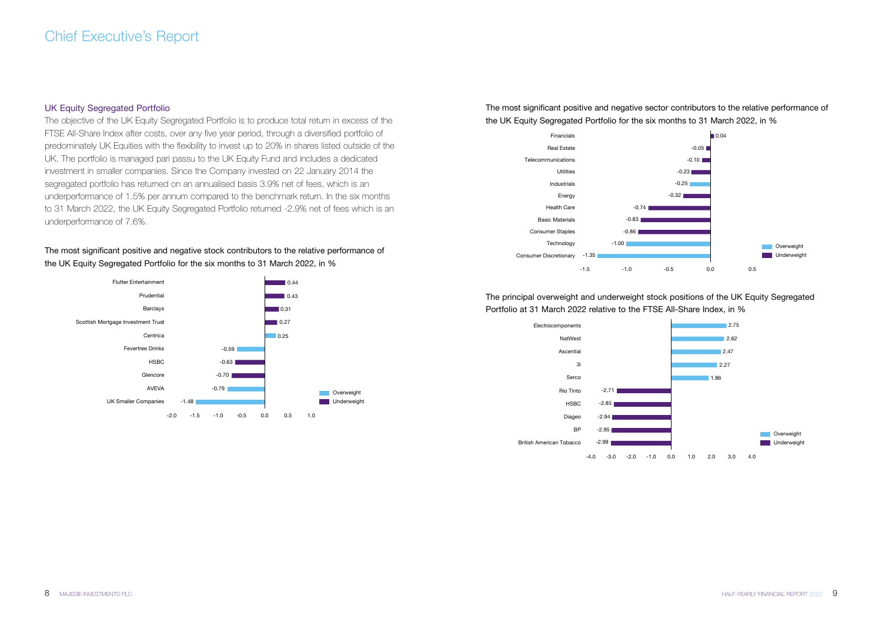# Chief Executive's Report

## UK Equity Segregated Portfolio

The objective of the UK Equity Segregated Portfolio is to produce total return in excess of the FTSE All-Share Index after costs, over any five year period, through a diversified portfolio of predominately UK Equities with the flexibility to invest up to 20% in shares listed outside of the UK. The portfolio is managed pari passu to the UK Equity Fund and includes a dedicated investment in smaller companies. Since the Company invested on 22 January 2014 the segregated portfolio has returned on an annualised basis 3.9% net of fees, which is an underperformance of 1.5% per annum compared to the benchmark return. In the six months to 31 March 2022, the UK Equity Segregated Portfolio returned -2.9% net of fees which is an underperformance of 7.6%.

The most significant positive and negative stock contributors to the relative performance of the UK Equity Segregated Portfolio for the six months to 31 March 2022, in %

| Stock | Position | % |
|---|---|---|
| Flutter Entertainment | Underweight | 0.44 |
| Prudential | Underweight | 0.43 |
| Barclays | Underweight | 0.31 |
| Scottish Mortgage Investment Trust | Underweight | 0.27 |
| Centrica | Overweight | 0.25 |
| Fevertree Drinks | Overweight | -0.59 |
| HSBC | Underweight | -0.63 |
| Glencore | Underweight | -0.70 |
| AVEVA | Overweight | -0.79 |
| UK Smaller Companies | Overweight | -1.48 |

The most significant positive and negative sector contributors to the relative performance of the UK Equity Segregated Portfolio for the six months to 31 March 2022, in %

| Sector | Position | % |
|---|---|---|
| Financials | Underweight | 0.04 |
| Real Estate | Underweight | -0.05 |
| Telecommunications | Underweight | -0.10 |
| Utilities | Underweight | -0.23 |
| Industrials | Overweight | -0.25 |
| Energy | Underweight | -0.32 |
| Health Care | Underweight | -0.74 |
| Basic Materials | Underweight | -0.83 |
| Consumer Staples | Underweight | -0.86 |
| Technology | Overweight | -1.00 |
| Consumer Discretionary | Overweight | -1.35 |

The principal overweight and underweight stock positions of the UK Equity Segregated Portfolio at 31 March 2022 relative to the FTSE All-Share Index, in %

| Stock | Position | % |
|---|---|---|
| Electrocomponents | Overweight | 2.75 |
| NatWest | Overweight | 2.62 |
| Ascential | Overweight | 2.47 |
| 3i | Overweight | 2.27 |
| Serco | Overweight | 1.86 |
| Rio Tinto | Underweight | -2.71 |
| HSBC | Underweight | -2.85 |
| Diageo | Underweight | -2.94 |
| BP | Underweight | -2.95 |
| British American Tobacco | Underweight | -2.99 |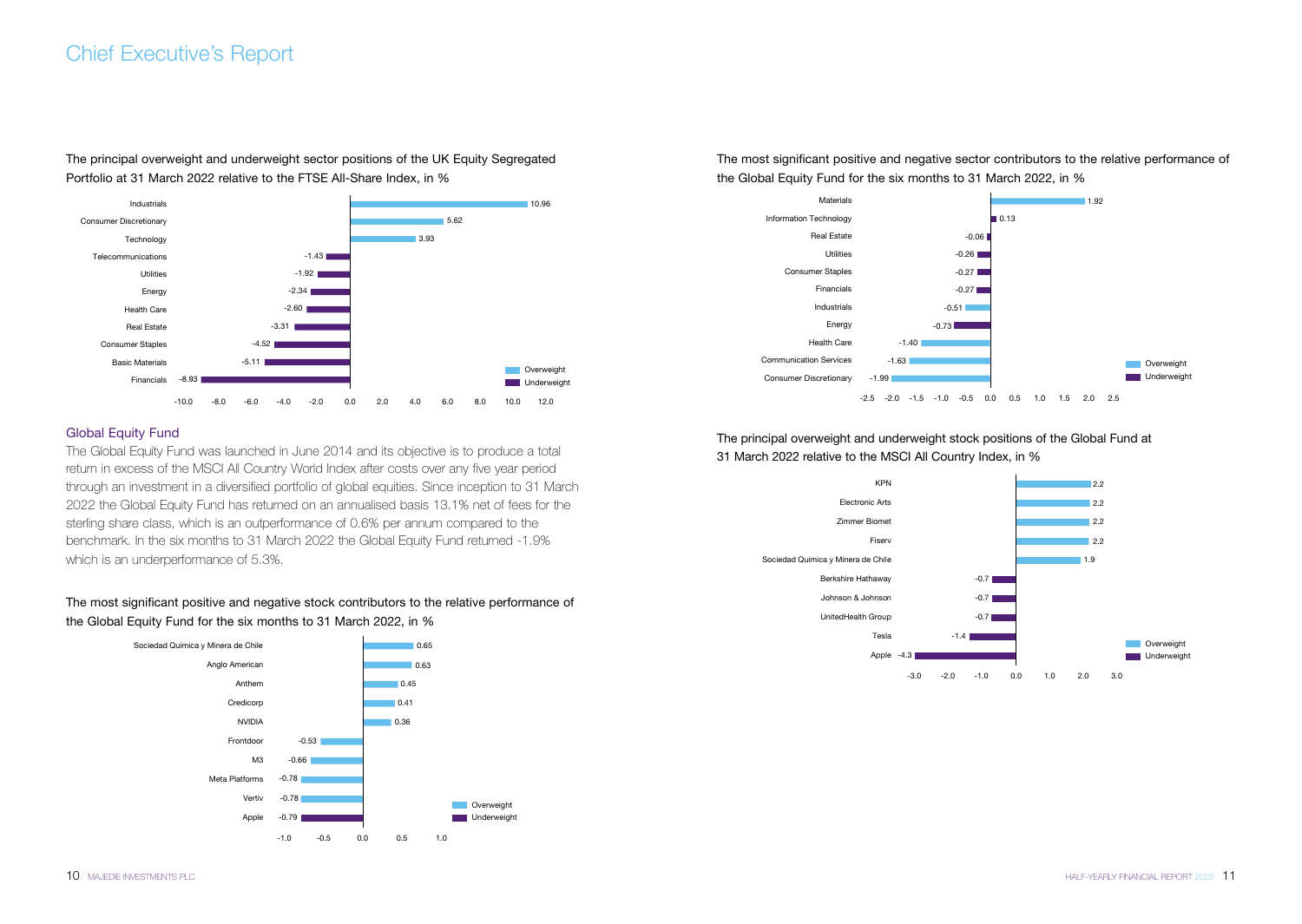# Chief Executive's Report

The principal overweight and underweight sector positions of the UK Equity Segregated Portfolio at 31 March 2022 relative to the FTSE All-Share Index, in %

| Sector | % |
|---|---|
| Industrials | 10.96 |
| Consumer Discretionary | 5.62 |
| Technology | 3.93 |
| Telecommunications | -1.43 |
| Utilities | -1.92 |
| Energy | -2.34 |
| Health Care | -2.60 |
| Real Estate | -3.31 |
| Consumer Staples | -4.52 |
| Basic Materials | -5.11 |
| Financials | -8.93 |

## Global Equity Fund

The Global Equity Fund was launched in June 2014 and its objective is to produce a total return in excess of the MSCI All Country World Index after costs over any five year period through an investment in a diversified portfolio of global equities. Since inception to 31 March 2022 the Global Equity Fund has returned on an annualised basis 13.1% net of fees for the sterling share class, which is an outperformance of 0.6% per annum compared to the benchmark. In the six months to 31 March 2022 the Global Equity Fund returned -1.9% which is an underperformance of 5.3%.

The most significant positive and negative stock contributors to the relative performance of the Global Equity Fund for the six months to 31 March 2022, in %

| Stock | Position | % |
|---|---|---|
| Sociedad Quimica y Minera de Chile | Overweight | 0.65 |
| Anglo American | Overweight | 0.63 |
| Anthem | Overweight | 0.45 |
| Credicorp | Overweight | 0.41 |
| NVIDIA | Overweight | 0.36 |
| Frontdoor | Overweight | -0.53 |
| M3 | Overweight | -0.66 |
| Meta Platforms | Overweight | -0.78 |
| Vertiv | Overweight | -0.78 |
| Apple | Underweight | -0.79 |

The most significant positive and negative sector contributors to the relative performance of the Global Equity Fund for the six months to 31 March 2022, in %

| Sector | Position | % |
|---|---|---|
| Materials | Overweight | 1.92 |
| Information Technology | Underweight | 0.13 |
| Real Estate | Underweight | -0.06 |
| Utilities | Underweight | -0.26 |
| Consumer Staples | Underweight | -0.27 |
| Financials | Underweight | -0.27 |
| Industrials | Overweight | -0.51 |
| Energy | Underweight | -0.73 |
| Health Care | Overweight | -1.40 |
| Communication Services | Overweight | -1.63 |
| Consumer Discretionary | Overweight | -1.99 |

The principal overweight and underweight stock positions of the Global Fund at 31 March 2022 relative to the MSCI All Country Index, in %

| Stock | % |
|---|---|
| KPN | 2.2 |
| Electronic Arts | 2.2 |
| Zimmer Biomet | 2.2 |
| Fiserv | 2.2 |
| Sociedad Quimica y Minera de Chile | 1.9 |
| Berkshire Hathaway | -0.7 |
| Johnson & Johnson | -0.7 |
| UnitedHealth Group | -0.7 |
| Tesla | -1.4 |
| Apple | -4.3 |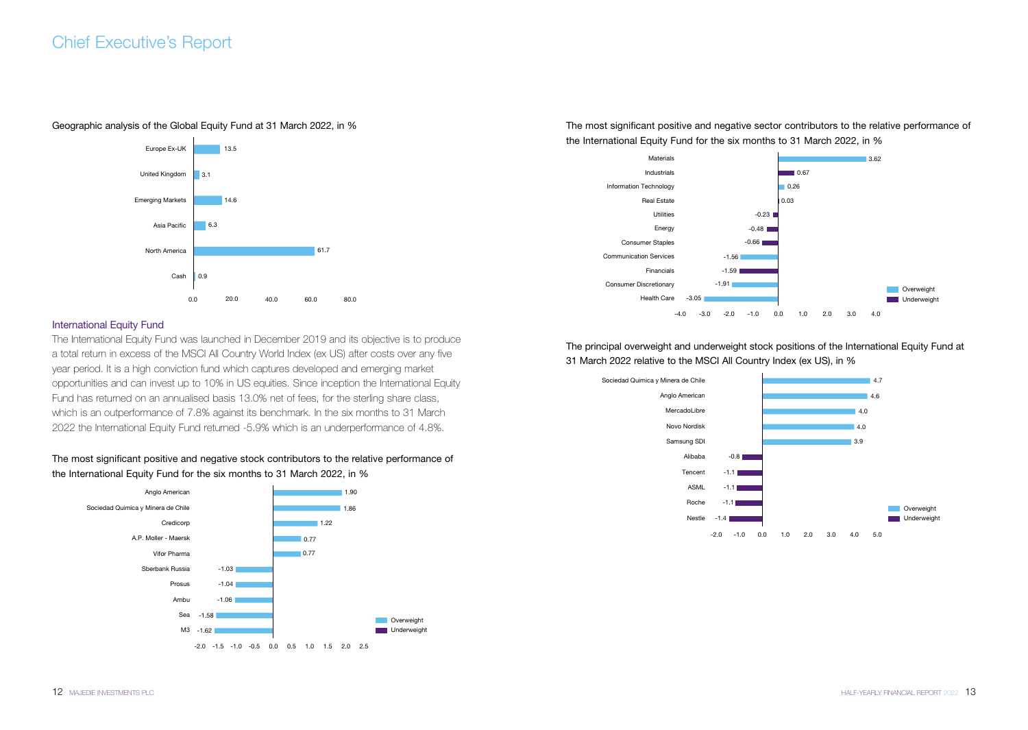# Chief Executive's Report

Geographic analysis of the Global Equity Fund at 31 March 2022, in %

| Region | % |
|---|---|
| Europe Ex-UK | 13.5 |
| United Kingdom | 3.1 |
| Emerging Markets | 14.6 |
| Asia Pacific | 6.3 |
| North America | 61.7 |
| Cash | 0.9 |

## International Equity Fund

The International Equity Fund was launched in December 2019 and its objective is to produce a total return in excess of the MSCI All Country World Index (ex US) after costs over any five year period. It is a high conviction fund which captures developed and emerging market opportunities and can invest up to 10% in US equities. Since inception the International Equity Fund has returned on an annualised basis 13.0% net of fees, for the sterling share class, which is an outperformance of 7.8% against its benchmark. In the six months to 31 March 2022 the International Equity Fund returned -5.9% which is an underperformance of 4.8%.

The most significant positive and negative stock contributors to the relative performance of the International Equity Fund for the six months to 31 March 2022, in %

| Stock | % |
|---|---|
| Anglo American | 1.90 |
| Sociedad Quimica y Minera de Chile | 1.86 |
| Credicorp | 1.22 |
| A.P. Moller - Maersk | 0.77 |
| Vifor Pharma | 0.77 |
| Sberbank Russia | -1.03 |
| Prosus | -1.04 |
| Ambu | -1.06 |
| Sea | -1.58 |
| M3 | -1.62 |

The most significant positive and negative sector contributors to the relative performance of the International Equity Fund for the six months to 31 March 2022, in %

| Sector | % | Position |
|---|---|---|
| Materials | 3.62 | Overweight |
| Industrials | 0.67 | Underweight |
| Information Technology | 0.26 | Overweight |
| Real Estate | 0.03 | Underweight |
| Utilities | -0.23 | Underweight |
| Energy | -0.48 | Underweight |
| Consumer Staples | -0.66 | Underweight |
| Communication Services | -1.56 | Overweight |
| Financials | -1.59 | Underweight |
| Consumer Discretionary | -1.91 | Overweight |
| Health Care | -3.05 | Overweight |

The principal overweight and underweight stock positions of the International Equity Fund at 31 March 2022 relative to the MSCI All Country Index (ex US), in %

| Stock | % |
|---|---|
| Sociedad Quimica y Minera de Chile | 4.7 |
| Anglo American | 4.6 |
| MercadoLibre | 4.0 |
| Novo Nordisk | 4.0 |
| Samsung SDI | 3.9 |
| Alibaba | -0.8 |
| Tencent | -1.1 |
| ASML | -1.1 |
| Roche | -1.1 |
| Nestle | -1.4 |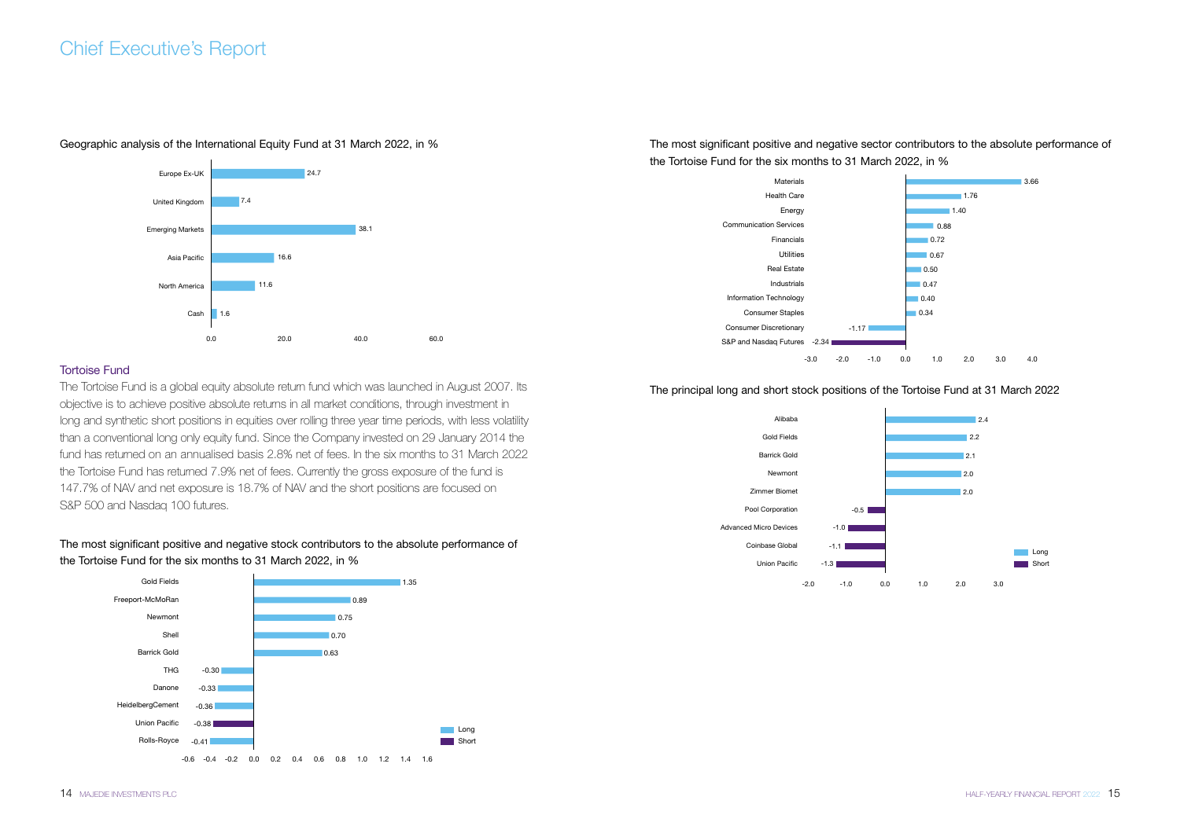# Chief Executive's Report

Geographic analysis of the International Equity Fund at 31 March 2022, in %

| Region | % |
|---|---|
| Europe Ex-UK | 24.7 |
| United Kingdom | 7.4 |
| Emerging Markets | 38.1 |
| Asia Pacific | 16.6 |
| North America | 11.6 |
| Cash | 1.6 |

## Tortoise Fund

The Tortoise Fund is a global equity absolute return fund which was launched in August 2007. Its objective is to achieve positive absolute returns in all market conditions, through investment in long and synthetic short positions in equities over rolling three year time periods, with less volatility than a conventional long only equity fund. Since the Company invested on 29 January 2014 the fund has returned on an annualised basis 2.8% net of fees. In the six months to 31 March 2022 the Tortoise Fund has returned 7.9% net of fees. Currently the gross exposure of the fund is 147.7% of NAV and net exposure is 18.7% of NAV and the short positions are focused on S&P 500 and Nasdaq 100 futures.

The most significant positive and negative stock contributors to the absolute performance of the Tortoise Fund for the six months to 31 March 2022, in %

| Stock | % | Position |
|---|---|---|
| Gold Fields | 1.35 | Long |
| Freeport-McMoRan | 0.89 | Long |
| Newmont | 0.75 | Long |
| Shell | 0.70 | Long |
| Barrick Gold | 0.63 | Long |
| THG | -0.30 | Long |
| Danone | -0.33 | Long |
| HeidelbergCement | -0.36 | Long |
| Union Pacific | -0.38 | Short |
| Rolls-Royce | -0.41 | Long |

The most significant positive and negative sector contributors to the absolute performance of the Tortoise Fund for the six months to 31 March 2022, in %

| Sector | % |
|---|---|
| Materials | 3.66 |
| Health Care | 1.76 |
| Energy | 1.40 |
| Communication Services | 0.88 |
| Financials | 0.72 |
| Utilities | 0.67 |
| Real Estate | 0.50 |
| Industrials | 0.47 |
| Information Technology | 0.40 |
| Consumer Staples | 0.34 |
| Consumer Discretionary | -1.17 |
| S&P and Nasdaq Futures | -2.34 |

The principal long and short stock positions of the Tortoise Fund at 31 March 2022

| Stock | % | Position |
|---|---|---|
| Alibaba | 2.4 | Long |
| Gold Fields | 2.2 | Long |
| Barrick Gold | 2.1 | Long |
| Newmont | 2.0 | Long |
| Zimmer Biomet | 2.0 | Long |
| Pool Corporation | -0.5 | Short |
| Advanced Micro Devices | -1.0 | Short |
| Coinbase Global | -1.1 | Short |
| Union Pacific | -1.3 | Short |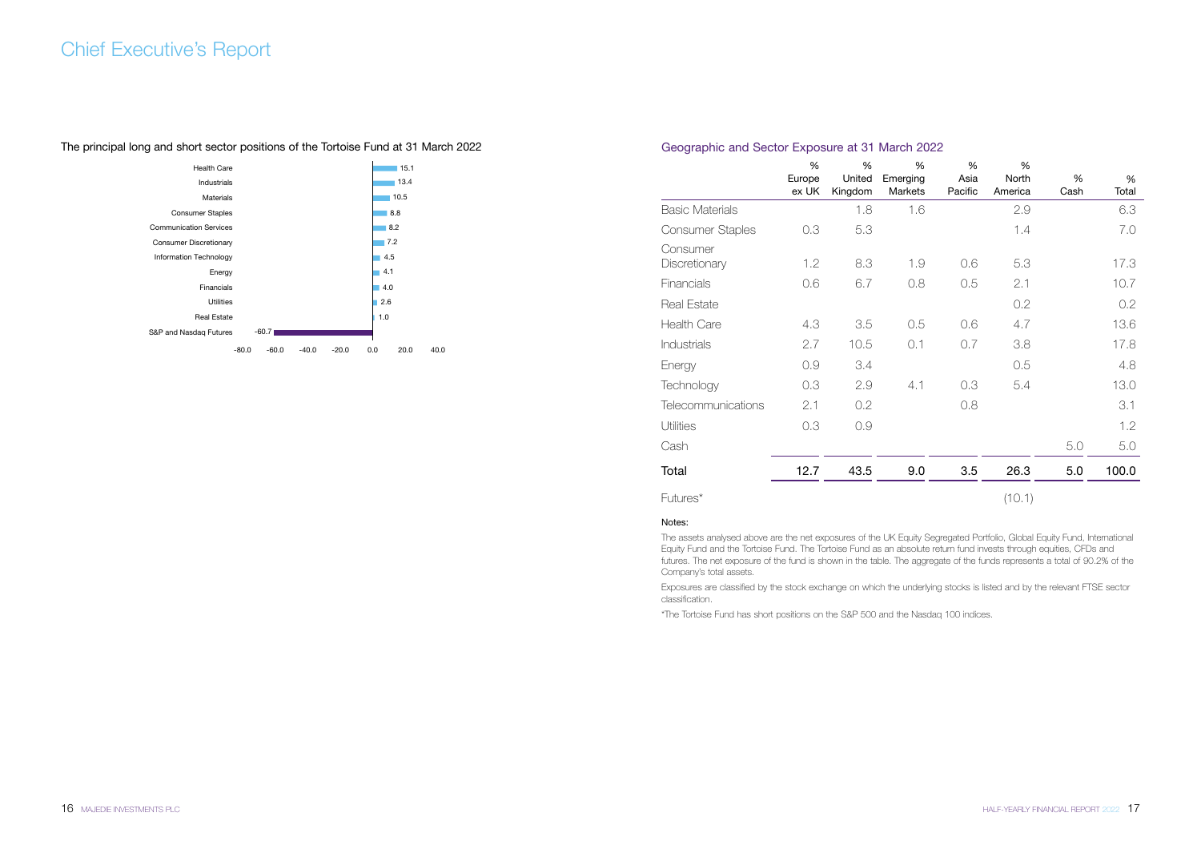# Chief Executive's Report

The principal long and short sector positions of the Tortoise Fund at 31 March 2022

| Sector | % |
|---|---|
| Health Care | 15.1 |
| Industrials | 13.4 |
| Materials | 10.5 |
| Consumer Staples | 8.8 |
| Communication Services | 8.2 |
| Consumer Discretionary | 7.2 |
| Information Technology | 4.5 |
| Energy | 4.1 |
| Financials | 4.0 |
| Utilities | 2.6 |
| Real Estate | 1.0 |
| S&P and Nasdaq Futures | -60.7 |

## Geographic and Sector Exposure at 31 March 2022

| | % Europe ex UK | % United Kingdom | % Emerging Markets | % Asia Pacific | % North America | % Cash | % Total |
|---|---|---|---|---|---|---|---|
| Basic Materials | | 1.8 | 1.6 | | 2.9 | | 6.3 |
| Consumer Staples | 0.3 | 5.3 | | | 1.4 | | 7.0 |
| Consumer Discretionary | 1.2 | 8.3 | 1.9 | 0.6 | 5.3 | | 17.3 |
| Financials | 0.6 | 6.7 | 0.8 | 0.5 | 2.1 | | 10.7 |
| Real Estate | | | | | 0.2 | | 0.2 |
| Health Care | 4.3 | 3.5 | 0.5 | 0.6 | 4.7 | | 13.6 |
| Industrials | 2.7 | 10.5 | 0.1 | 0.7 | 3.8 | | 17.8 |
| Energy | 0.9 | 3.4 | | | 0.5 | | 4.8 |
| Technology | 0.3 | 2.9 | 4.1 | 0.3 | 5.4 | | 13.0 |
| Telecommunications | 2.1 | 0.2 | | 0.8 | | | 3.1 |
| Utilities | 0.3 | 0.9 | | | | | 1.2 |
| Cash | | | | | | 5.0 | 5.0 |
| **Total** | **12.7** | **43.5** | **9.0** | **3.5** | **26.3** | **5.0** | **100.0** |
| Futures* | | | | | (10.1) | | |

Notes:

The assets analysed above are the net exposures of the UK Equity Segregated Portfolio, Global Equity Fund, International Equity Fund and the Tortoise Fund. The Tortoise Fund as an absolute return fund invests through equities, CFDs and futures. The net exposure of the fund is shown in the table. The aggregate of the funds represents a total of 90.2% of the Company's total assets.

Exposures are classified by the stock exchange on which the underlying stocks is listed and by the relevant FTSE sector classification.

*The Tortoise Fund has short positions on the S&P 500 and the Nasdaq 100 indices.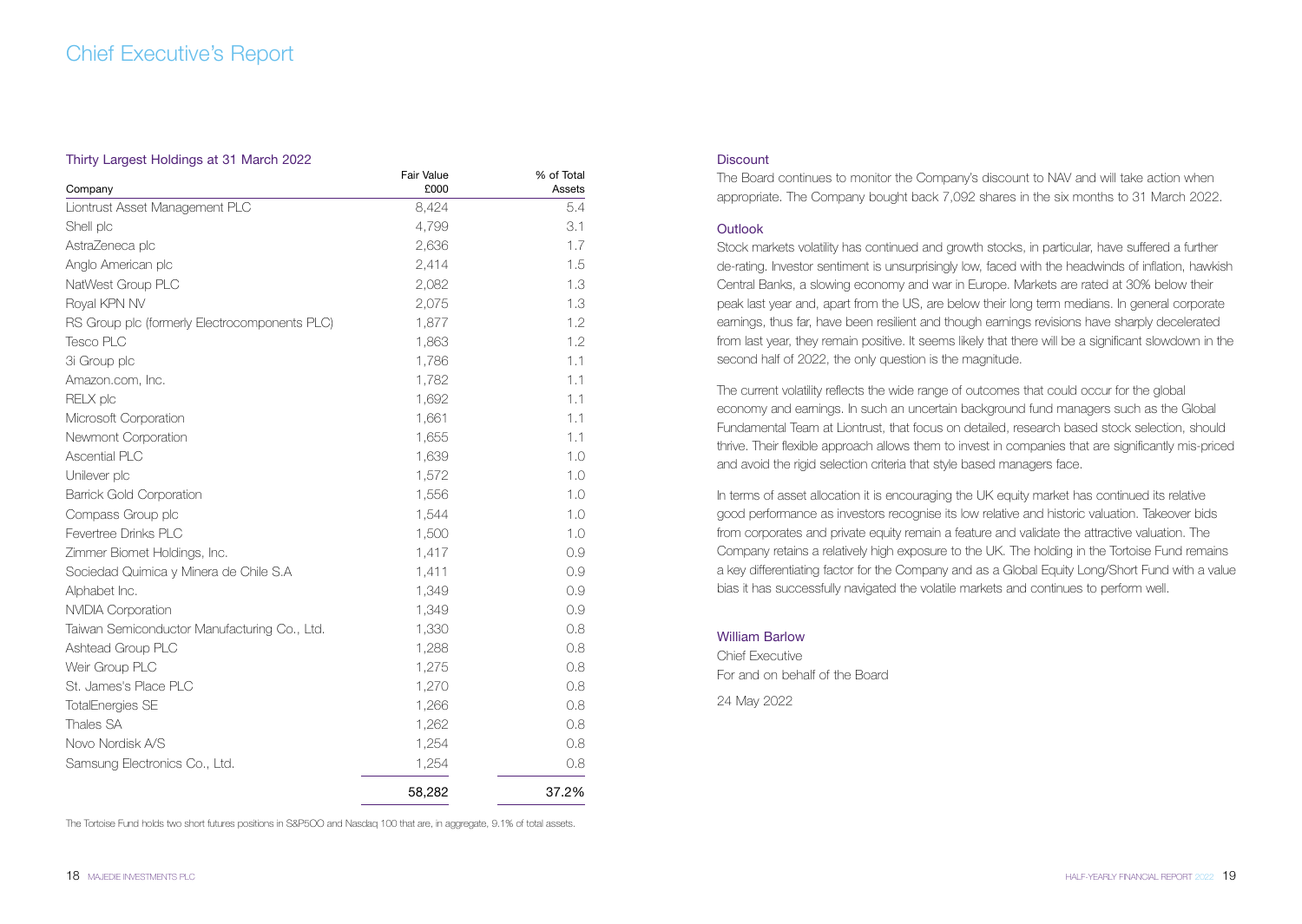# Chief Executive's Report

### Thirty Largest Holdings at 31 March 2022

| Company | Fair Value £000 | % of Total Assets |
|---|---|---|
| Liontrust Asset Management PLC | 8,424 | 5.4 |
| Shell plc | 4,799 | 3.1 |
| AstraZeneca plc | 2,636 | 1.7 |
| Anglo American plc | 2,414 | 1.5 |
| NatWest Group PLC | 2,082 | 1.3 |
| Royal KPN NV | 2,075 | 1.3 |
| RS Group plc (formerly Electrocomponents PLC) | 1,877 | 1.2 |
| Tesco PLC | 1,863 | 1.2 |
| 3i Group plc | 1,786 | 1.1 |
| Amazon.com, Inc. | 1,782 | 1.1 |
| RELX plc | 1,692 | 1.1 |
| Microsoft Corporation | 1,661 | 1.1 |
| Newmont Corporation | 1,655 | 1.1 |
| Ascential PLC | 1,639 | 1.0 |
| Unilever plc | 1,572 | 1.0 |
| Barrick Gold Corporation | 1,556 | 1.0 |
| Compass Group plc | 1,544 | 1.0 |
| Fevertree Drinks PLC | 1,500 | 1.0 |
| Zimmer Biomet Holdings, Inc. | 1,417 | 0.9 |
| Sociedad Quimica y Minera de Chile S.A | 1,411 | 0.9 |
| Alphabet Inc. | 1,349 | 0.9 |
| NVIDIA Corporation | 1,349 | 0.9 |
| Taiwan Semiconductor Manufacturing Co., Ltd. | 1,330 | 0.8 |
| Ashtead Group PLC | 1,288 | 0.8 |
| Weir Group PLC | 1,275 | 0.8 |
| St. James's Place PLC | 1,270 | 0.8 |
| TotalEnergies SE | 1,266 | 0.8 |
| Thales SA | 1,262 | 0.8 |
| Novo Nordisk A/S | 1,254 | 0.8 |
| Samsung Electronics Co., Ltd. | 1,254 | 0.8 |
| | 58,282 | 37.2% |

The Tortoise Fund holds two short futures positions in S&P5OO and Nasdaq 100 that are, in aggregate, 9.1% of total assets.

### Discount

The Board continues to monitor the Company's discount to NAV and will take action when appropriate. The Company bought back 7,092 shares in the six months to 31 March 2022.

### Outlook

Stock markets volatility has continued and growth stocks, in particular, have suffered a further de-rating. Investor sentiment is unsurprisingly low, faced with the headwinds of inflation, hawkish Central Banks, a slowing economy and war in Europe. Markets are rated at 30% below their peak last year and, apart from the US, are below their long term medians. In general corporate earnings, thus far, have been resilient and though earnings revisions have sharply decelerated from last year, they remain positive. It seems likely that there will be a significant slowdown in the second half of 2022, the only question is the magnitude.

The current volatility reflects the wide range of outcomes that could occur for the global economy and earnings. In such an uncertain background fund managers such as the Global Fundamental Team at Liontrust, that focus on detailed, research based stock selection, should thrive. Their flexible approach allows them to invest in companies that are significantly mis-priced and avoid the rigid selection criteria that style based managers face.

In terms of asset allocation it is encouraging the UK equity market has continued its relative good performance as investors recognise its low relative and historic valuation. Takeover bids from corporates and private equity remain a feature and validate the attractive valuation. The Company retains a relatively high exposure to the UK. The holding in the Tortoise Fund remains a key differentiating factor for the Company and as a Global Equity Long/Short Fund with a value bias it has successfully navigated the volatile markets and continues to perform well.

William Barlow
Chief Executive
For and on behalf of the Board

24 May 2022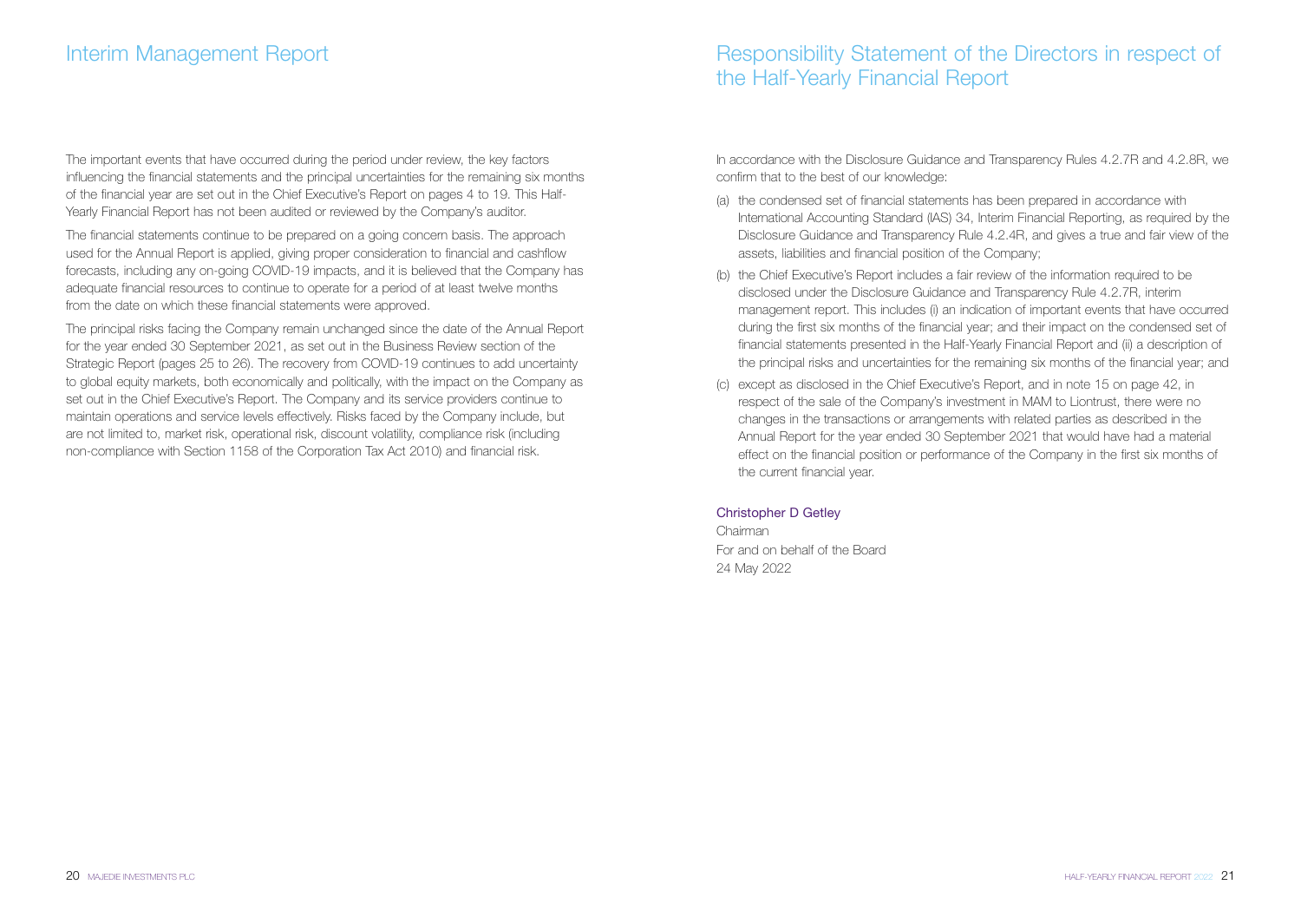# Interim Management Report

The important events that have occurred during the period under review, the key factors influencing the financial statements and the principal uncertainties for the remaining six months of the financial year are set out in the Chief Executive's Report on pages 4 to 19. This Half-Yearly Financial Report has not been audited or reviewed by the Company's auditor.

The financial statements continue to be prepared on a going concern basis. The approach used for the Annual Report is applied, giving proper consideration to financial and cashflow forecasts, including any on-going COVID-19 impacts, and it is believed that the Company has adequate financial resources to continue to operate for a period of at least twelve months from the date on which these financial statements were approved.

The principal risks facing the Company remain unchanged since the date of the Annual Report for the year ended 30 September 2021, as set out in the Business Review section of the Strategic Report (pages 25 to 26). The recovery from COVID-19 continues to add uncertainty to global equity markets, both economically and politically, with the impact on the Company as set out in the Chief Executive's Report. The Company and its service providers continue to maintain operations and service levels effectively. Risks faced by the Company include, but are not limited to, market risk, operational risk, discount volatility, compliance risk (including non-compliance with Section 1158 of the Corporation Tax Act 2010) and financial risk.

# Responsibility Statement of the Directors in respect of the Half-Yearly Financial Report

In accordance with the Disclosure Guidance and Transparency Rules 4.2.7R and 4.2.8R, we confirm that to the best of our knowledge:

(a) the condensed set of financial statements has been prepared in accordance with International Accounting Standard (IAS) 34, Interim Financial Reporting, as required by the Disclosure Guidance and Transparency Rule 4.2.4R, and gives a true and fair view of the assets, liabilities and financial position of the Company;

(b) the Chief Executive's Report includes a fair review of the information required to be disclosed under the Disclosure Guidance and Transparency Rule 4.2.7R, interim management report. This includes (i) an indication of important events that have occurred during the first six months of the financial year; and their impact on the condensed set of financial statements presented in the Half-Yearly Financial Report and (ii) a description of the principal risks and uncertainties for the remaining six months of the financial year; and

(c) except as disclosed in the Chief Executive's Report, and in note 15 on page 42, in respect of the sale of the Company's investment in MAM to Liontrust, there were no changes in the transactions or arrangements with related parties as described in the Annual Report for the year ended 30 September 2021 that would have had a material effect on the financial position or performance of the Company in the first six months of the current financial year.

Christopher D Getley
Chairman
For and on behalf of the Board
24 May 2022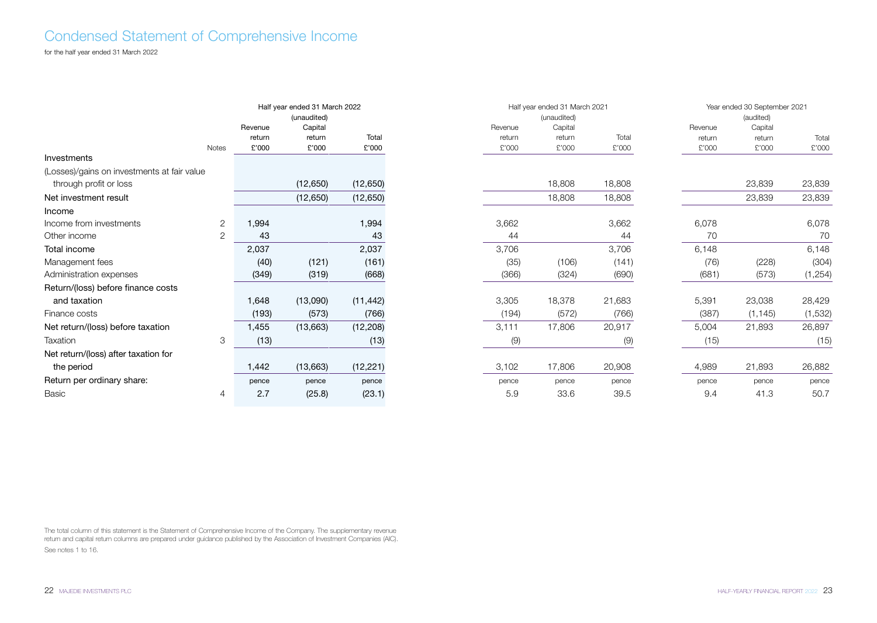# Condensed Statement of Comprehensive Income

for the half year ended 31 March 2022

| | | Half year ended 31 March 2022 (unaudited) | | | Half year ended 31 March 2021 (unaudited) | | | Year ended 30 September 2021 (audited) | | |
|---|---|---|---|---|---|---|---|---|---|---|
| | Notes | Revenue return £'000 | Capital return £'000 | Total £'000 | Revenue return £'000 | Capital return £'000 | Total £'000 | Revenue return £'000 | Capital return £'000 | Total £'000 |
| **Investments** | | | | | | | | | | |
| (Losses)/gains on investments at fair value through profit or loss | | | (12,650) | (12,650) | | 18,808 | 18,808 | | 23,839 | 23,839 |
| Net investment result | | | (12,650) | (12,650) | | 18,808 | 18,808 | | 23,839 | 23,839 |
| **Income** | | | | | | | | | | |
| Income from investments | 2 | 1,994 | | 1,994 | 3,662 | | 3,662 | 6,078 | | 6,078 |
| Other income | 2 | 43 | | 43 | 44 | | 44 | 70 | | 70 |
| Total income | | 2,037 | | 2,037 | 3,706 | | 3,706 | 6,148 | | 6,148 |
| Management fees | | (40) | (121) | (161) | (35) | (106) | (141) | (76) | (228) | (304) |
| Administration expenses | | (349) | (319) | (668) | (366) | (324) | (690) | (681) | (573) | (1,254) |
| Return/(loss) before finance costs and taxation | | 1,648 | (13,090) | (11,442) | 3,305 | 18,378 | 21,683 | 5,391 | 23,038 | 28,429 |
| Finance costs | | (193) | (573) | (766) | (194) | (572) | (766) | (387) | (1,145) | (1,532) |
| Net return/(loss) before taxation | | 1,455 | (13,663) | (12,208) | 3,111 | 17,806 | 20,917 | 5,004 | 21,893 | 26,897 |
| Taxation | 3 | (13) | | (13) | (9) | | (9) | (15) | | (15) |
| Net return/(loss) after taxation for the period | | 1,442 | (13,663) | (12,221) | 3,102 | 17,806 | 20,908 | 4,989 | 21,893 | 26,882 |
| Return per ordinary share: | | pence | pence | pence | pence | pence | pence | pence | pence | pence |
| Basic | 4 | 2.7 | (25.8) | (23.1) | 5.9 | 33.6 | 39.5 | 9.4 | 41.3 | 50.7 |

The total column of this statement is the Statement of Comprehensive Income of the Company. The supplementary revenue return and capital return columns are prepared under guidance published by the Association of Investment Companies (AIC).

See notes 1 to 16.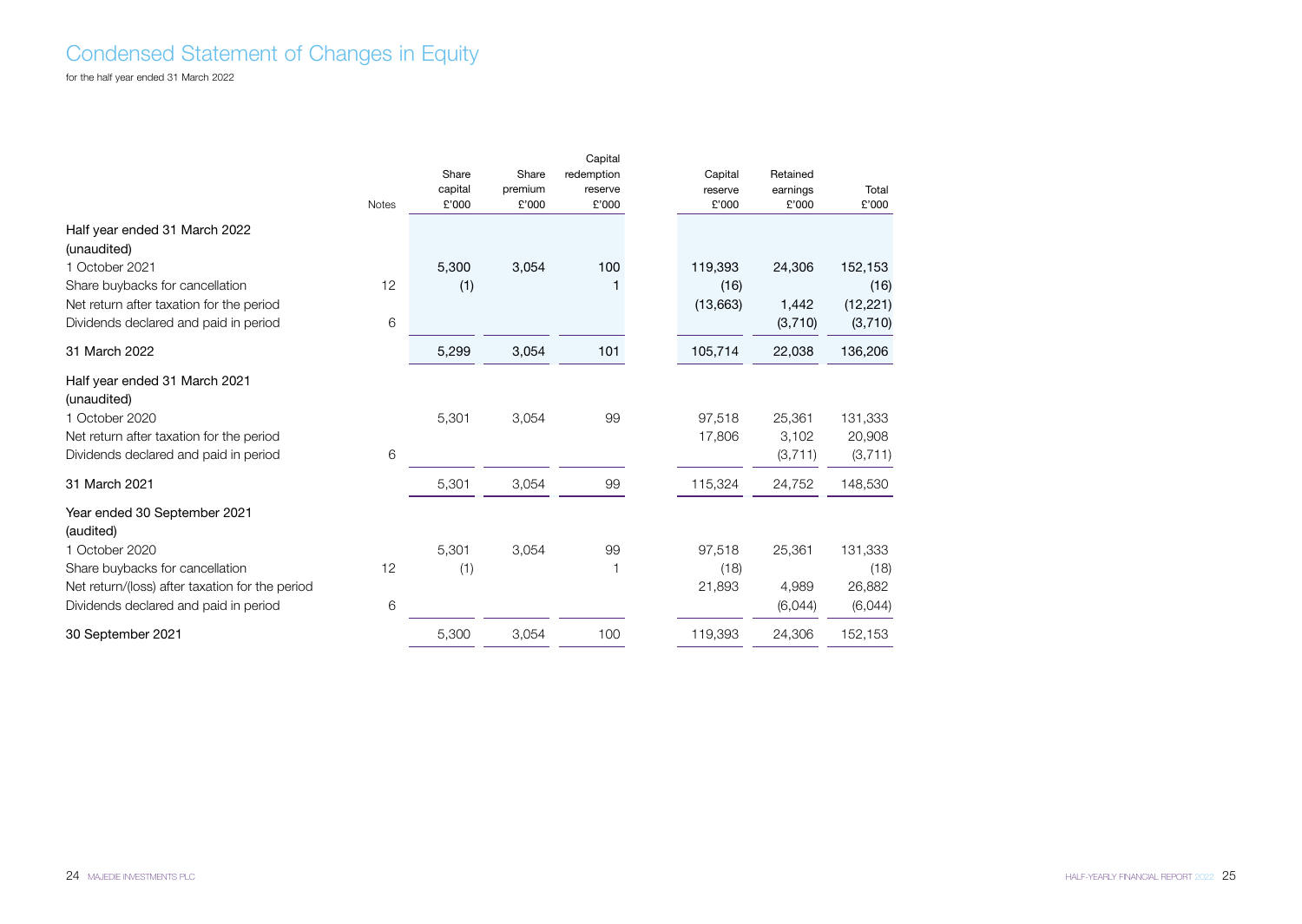# Condensed Statement of Changes in Equity

for the half year ended 31 March 2022

| | Notes | Share capital £'000 | Share premium £'000 | Capital redemption reserve £'000 | Capital reserve £'000 | Retained earnings £'000 | Total £'000 |
|---|---|---|---|---|---|---|---|
| **Half year ended 31 March 2022 (unaudited)** | | | | | | | |
| 1 October 2021 | | 5,300 | 3,054 | 100 | 119,393 | 24,306 | 152,153 |
| Share buybacks for cancellation | 12 | (1) | | 1 | (16) | | (16) |
| Net return after taxation for the period | | | | | (13,663) | 1,442 | (12,221) |
| Dividends declared and paid in period | 6 | | | | | (3,710) | (3,710) |
| 31 March 2022 | | 5,299 | 3,054 | 101 | 105,714 | 22,038 | 136,206 |
| **Half year ended 31 March 2021 (unaudited)** | | | | | | | |
| 1 October 2020 | | 5,301 | 3,054 | 99 | 97,518 | 25,361 | 131,333 |
| Net return after taxation for the period | | | | | 17,806 | 3,102 | 20,908 |
| Dividends declared and paid in period | 6 | | | | | (3,711) | (3,711) |
| 31 March 2021 | | 5,301 | 3,054 | 99 | 115,324 | 24,752 | 148,530 |
| **Year ended 30 September 2021 (audited)** | | | | | | | |
| 1 October 2020 | | 5,301 | 3,054 | 99 | 97,518 | 25,361 | 131,333 |
| Share buybacks for cancellation | 12 | (1) | | 1 | (18) | | (18) |
| Net return/(loss) after taxation for the period | | | | | 21,893 | 4,989 | 26,882 |
| Dividends declared and paid in period | 6 | | | | | (6,044) | (6,044) |
| 30 September 2021 | | 5,300 | 3,054 | 100 | 119,393 | 24,306 | 152,153 |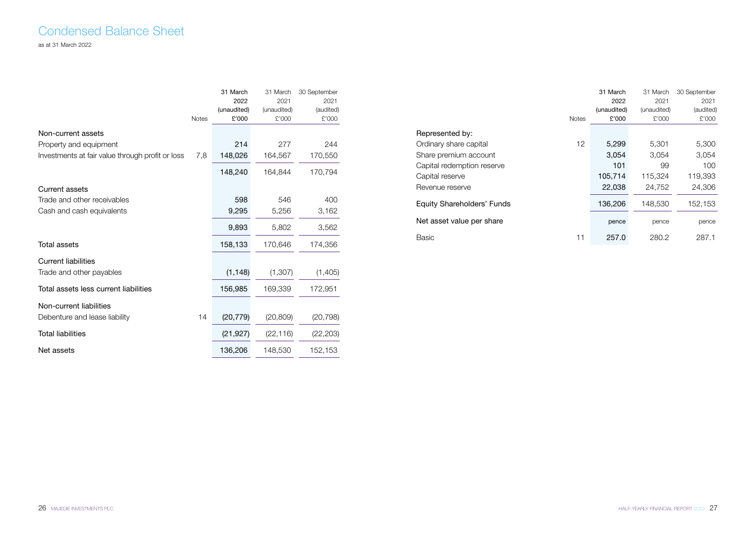# Condensed Balance Sheet

as at 31 March 2022

| | Notes | 31 March 2022 (unaudited) £'000 | 31 March 2021 (unaudited) £'000 | 30 September 2021 (audited) £'000 |
|---|---|---|---|---|
| **Non-current assets** | | | | |
| Property and equipment | | 214 | 277 | 244 |
| Investments at fair value through profit or loss | 7,8 | 148,026 | 164,567 | 170,550 |
| | | 148,240 | 164,844 | 170,794 |
| **Current assets** | | | | |
| Trade and other receivables | | 598 | 546 | 400 |
| Cash and cash equivalents | | 9,295 | 5,256 | 3,162 |
| | | 9,893 | 5,802 | 3,562 |
| Total assets | | 158,133 | 170,646 | 174,356 |
| **Current liabilities** | | | | |
| Trade and other payables | | (1,148) | (1,307) | (1,405) |
| Total assets less current liabilities | | 156,985 | 169,339 | 172,951 |
| **Non-current liabilities** | | | | |
| Debenture and lease liability | 14 | (20,779) | (20,809) | (20,798) |
| Total liabilities | | (21,927) | (22,116) | (22,203) |
| Net assets | | 136,206 | 148,530 | 152,153 |

| | Notes | 31 March 2022 (unaudited) £'000 | 31 March 2021 (unaudited) £'000 | 30 September 2021 (audited) £'000 |
|---|---|---|---|---|
| **Represented by:** | | | | |
| Ordinary share capital | 12 | 5,299 | 5,301 | 5,300 |
| Share premium account | | 3,054 | 3,054 | 3,054 |
| Capital redemption reserve | | 101 | 99 | 100 |
| Capital reserve | | 105,714 | 115,324 | 119,393 |
| Revenue reserve | | 22,038 | 24,752 | 24,306 |
| Equity Shareholders' Funds | | 136,206 | 148,530 | 152,153 |
| Net asset value per share | | pence | pence | pence |
| Basic | 11 | 257.0 | 280.2 | 287.1 |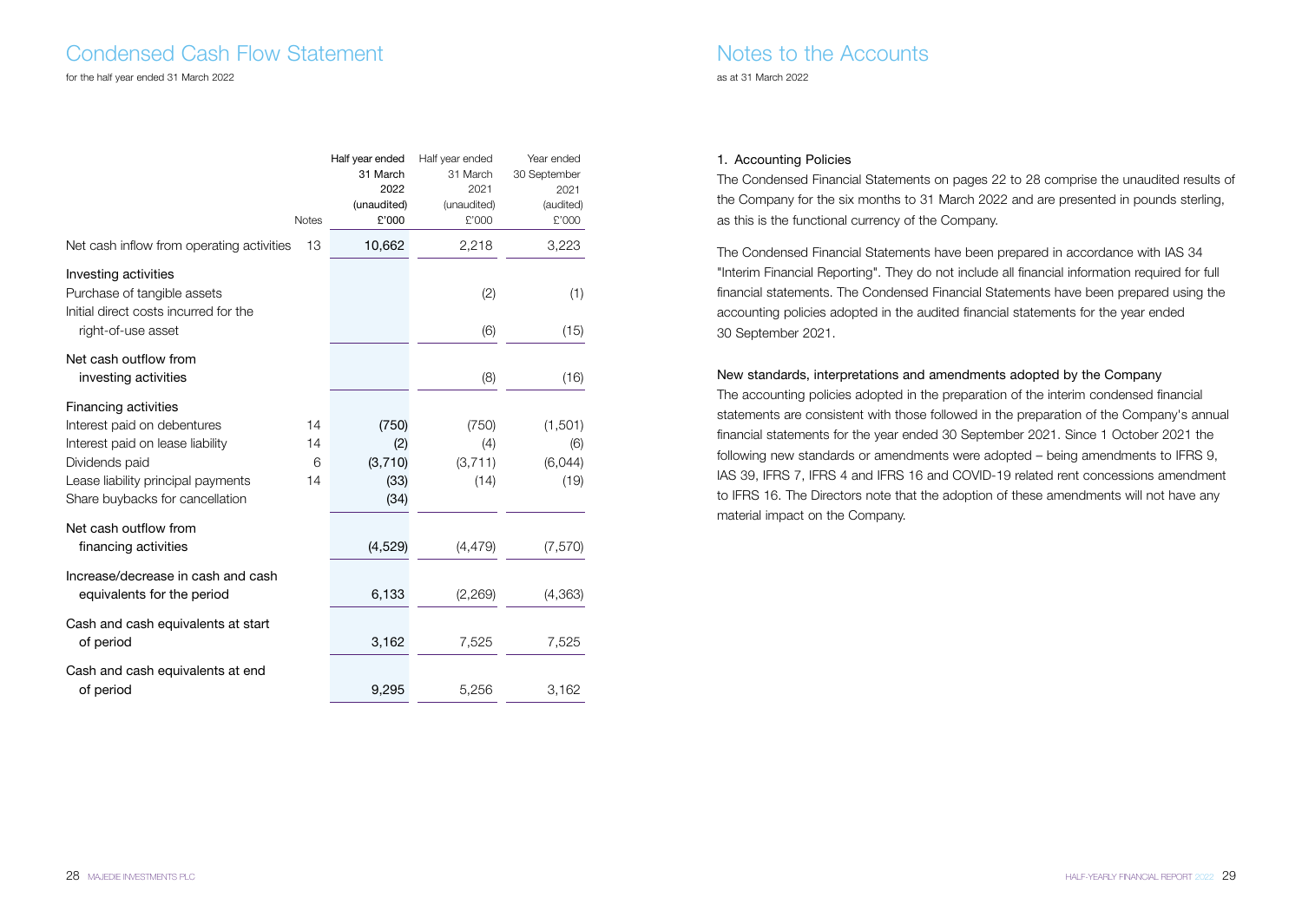# Condensed Cash Flow Statement

for the half year ended 31 March 2022

| | Notes | Half year ended 31 March 2022 (unaudited) £'000 | Half year ended 31 March 2021 (unaudited) £'000 | Year ended 30 September 2021 (audited) £'000 |
|---|---|---|---|---|
| Net cash inflow from operating activities | 13 | 10,662 | 2,218 | 3,223 |
| **Investing activities** | | | | |
| Purchase of tangible assets | | | (2) | (1) |
| Initial direct costs incurred for the right-of-use asset | | | (6) | (15) |
| Net cash outflow from investing activities | | | (8) | (16) |
| **Financing activities** | | | | |
| Interest paid on debentures | 14 | (750) | (750) | (1,501) |
| Interest paid on lease liability | 14 | (2) | (4) | (6) |
| Dividends paid | 6 | (3,710) | (3,711) | (6,044) |
| Lease liability principal payments | 14 | (33) | (14) | (19) |
| Share buybacks for cancellation | | (34) | | |
| Net cash outflow from financing activities | | (4,529) | (4,479) | (7,570) |
| Increase/decrease in cash and cash equivalents for the period | | 6,133 | (2,269) | (4,363) |
| Cash and cash equivalents at start of period | | 3,162 | 7,525 | 7,525 |
| Cash and cash equivalents at end of period | | 9,295 | 5,256 | 3,162 |

# Notes to the Accounts

as at 31 March 2022

## 1. Accounting Policies

The Condensed Financial Statements on pages 22 to 28 comprise the unaudited results of the Company for the six months to 31 March 2022 and are presented in pounds sterling, as this is the functional currency of the Company.

The Condensed Financial Statements have been prepared in accordance with IAS 34 "Interim Financial Reporting". They do not include all financial information required for full financial statements. The Condensed Financial Statements have been prepared using the accounting policies adopted in the audited financial statements for the year ended 30 September 2021.

### New standards, interpretations and amendments adopted by the Company

The accounting policies adopted in the preparation of the interim condensed financial statements are consistent with those followed in the preparation of the Company's annual financial statements for the year ended 30 September 2021. Since 1 October 2021 the following new standards or amendments were adopted – being amendments to IFRS 9, IAS 39, IFRS 7, IFRS 4 and IFRS 16 and COVID-19 related rent concessions amendment to IFRS 16. The Directors note that the adoption of these amendments will not have any material impact on the Company.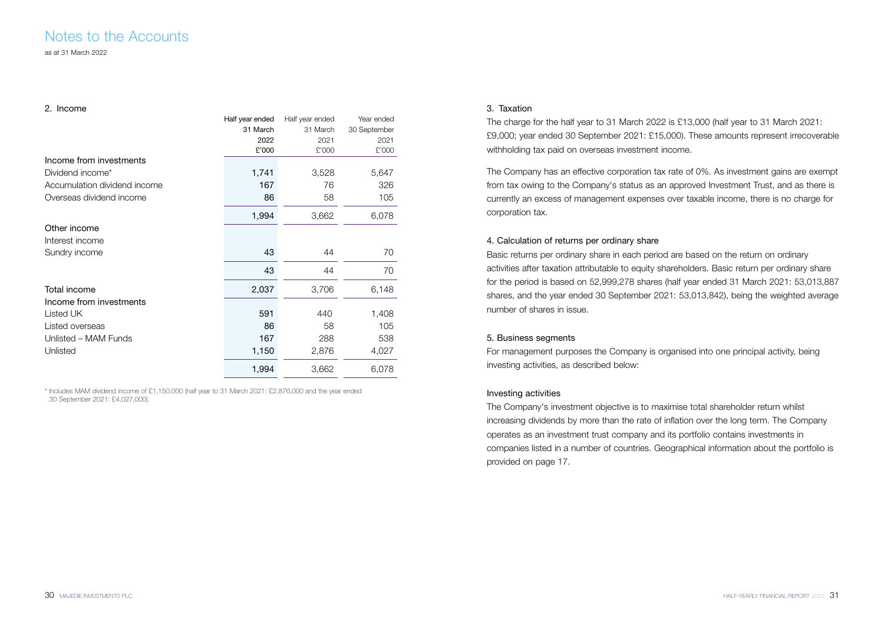# Notes to the Accounts

as at 31 March 2022

## 2. Income

| | Half year ended 31 March 2022 £'000 | Half year ended 31 March 2021 £'000 | Year ended 30 September 2021 £'000 |
|---|---|---|---|
| **Income from investments** | | | |
| Dividend income* | 1,741 | 3,528 | 5,647 |
| Accumulation dividend income | 167 | 76 | 326 |
| Overseas dividend income | 86 | 58 | 105 |
| | 1,994 | 3,662 | 6,078 |
| **Other income** | | | |
| Interest income | | | |
| Sundry income | 43 | 44 | 70 |
| | 43 | 44 | 70 |
| **Total income** | 2,037 | 3,706 | 6,148 |
| **Income from investments** | | | |
| Listed UK | 591 | 440 | 1,408 |
| Listed overseas | 86 | 58 | 105 |
| Unlisted – MAM Funds | 167 | 288 | 538 |
| Unlisted | 1,150 | 2,876 | 4,027 |
| | 1,994 | 3,662 | 6,078 |

* Includes MAM dividend income of £1,150,000 (half year to 31 March 2021: £2,876,000 and the year ended 30 September 2021: £4,027,000).

## 3. Taxation

The charge for the half year to 31 March 2022 is £13,000 (half year to 31 March 2021: £9,000; year ended 30 September 2021: £15,000). These amounts represent irrecoverable withholding tax paid on overseas investment income.

The Company has an effective corporation tax rate of 0%. As investment gains are exempt from tax owing to the Company's status as an approved Investment Trust, and as there is currently an excess of management expenses over taxable income, there is no charge for corporation tax.

## 4. Calculation of returns per ordinary share

Basic returns per ordinary share in each period are based on the return on ordinary activities after taxation attributable to equity shareholders. Basic return per ordinary share for the period is based on 52,999,278 shares (half year ended 31 March 2021: 53,013,887 shares, and the year ended 30 September 2021: 53,013,842), being the weighted average number of shares in issue.

## 5. Business segments

For management purposes the Company is organised into one principal activity, being investing activities, as described below:

### Investing activities

The Company's investment objective is to maximise total shareholder return whilst increasing dividends by more than the rate of inflation over the long term. The Company operates as an investment trust company and its portfolio contains investments in companies listed in a number of countries. Geographical information about the portfolio is provided on page 17.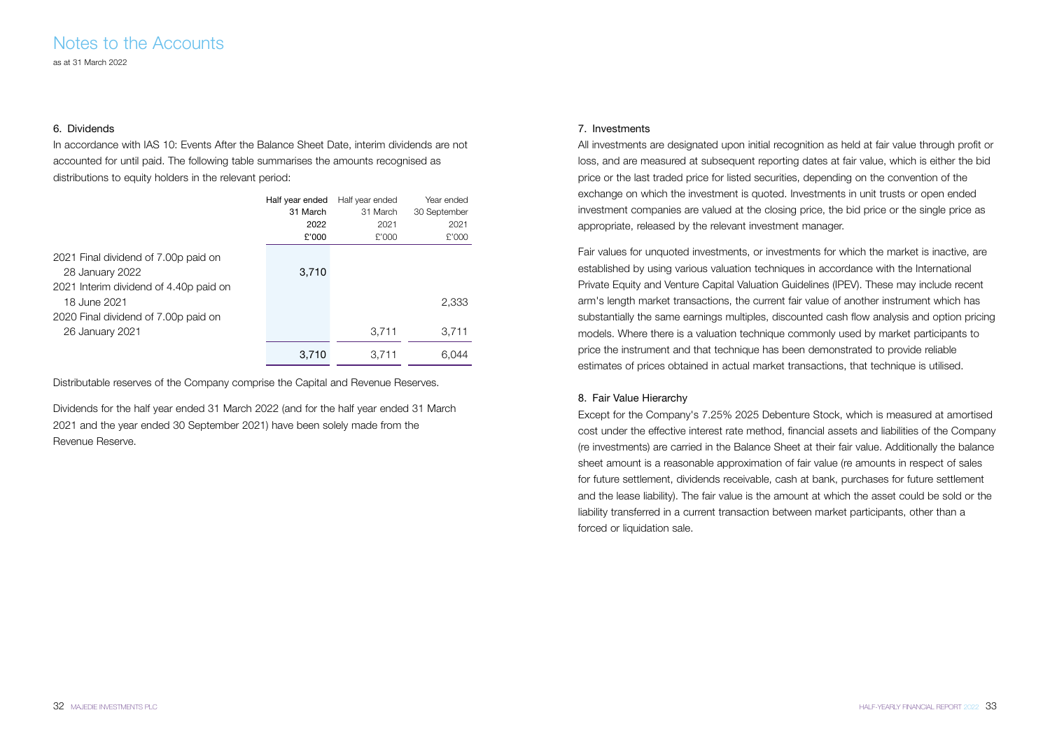# Notes to the Accounts

as at 31 March 2022

## 6. Dividends

In accordance with IAS 10: Events After the Balance Sheet Date, interim dividends are not accounted for until paid. The following table summarises the amounts recognised as distributions to equity holders in the relevant period:

| | Half year ended 31 March 2022 £'000 | Half year ended 31 March 2021 £'000 | Year ended 30 September 2021 £'000 |
|---|---|---|---|
| 2021 Final dividend of 7.00p paid on 28 January 2022 | 3,710 | | |
| 2021 Interim dividend of 4.40p paid on 18 June 2021 | | | 2,333 |
| 2020 Final dividend of 7.00p paid on 26 January 2021 | | 3,711 | 3,711 |
| | 3,710 | 3,711 | 6,044 |

Distributable reserves of the Company comprise the Capital and Revenue Reserves.

Dividends for the half year ended 31 March 2022 (and for the half year ended 31 March 2021 and the year ended 30 September 2021) have been solely made from the Revenue Reserve.

## 7. Investments

All investments are designated upon initial recognition as held at fair value through profit or loss, and are measured at subsequent reporting dates at fair value, which is either the bid price or the last traded price for listed securities, depending on the convention of the exchange on which the investment is quoted. Investments in unit trusts or open ended investment companies are valued at the closing price, the bid price or the single price as appropriate, released by the relevant investment manager.

Fair values for unquoted investments, or investments for which the market is inactive, are established by using various valuation techniques in accordance with the International Private Equity and Venture Capital Valuation Guidelines (IPEV). These may include recent arm's length market transactions, the current fair value of another instrument which has substantially the same earnings multiples, discounted cash flow analysis and option pricing models. Where there is a valuation technique commonly used by market participants to price the instrument and that technique has been demonstrated to provide reliable estimates of prices obtained in actual market transactions, that technique is utilised.

## 8. Fair Value Hierarchy

Except for the Company's 7.25% 2025 Debenture Stock, which is measured at amortised cost under the effective interest rate method, financial assets and liabilities of the Company (re investments) are carried in the Balance Sheet at their fair value. Additionally the balance sheet amount is a reasonable approximation of fair value (re amounts in respect of sales for future settlement, dividends receivable, cash at bank, purchases for future settlement and the lease liability). The fair value is the amount at which the asset could be sold or the liability transferred in a current transaction between market participants, other than a forced or liquidation sale.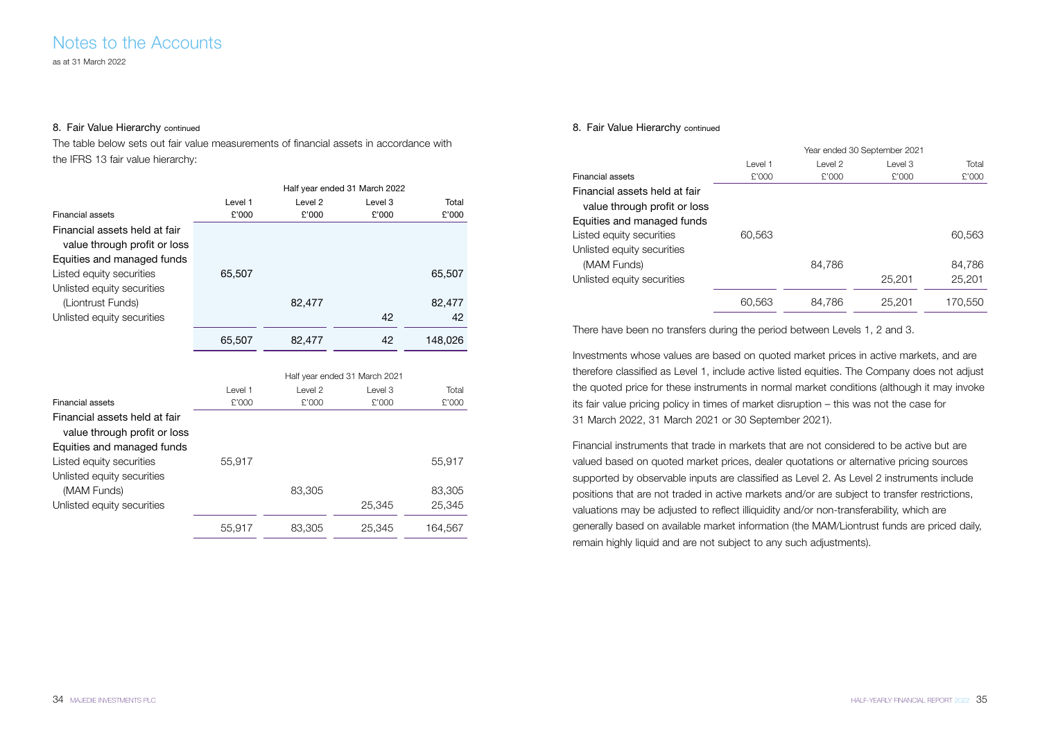# Notes to the Accounts

as at 31 March 2022

## 8. Fair Value Hierarchy continued

The table below sets out fair value measurements of financial assets in accordance with the IFRS 13 fair value hierarchy:

| | Half year ended 31 March 2022 | | | |
|---|---|---|---|---|
| Financial assets | Level 1 £'000 | Level 2 £'000 | Level 3 £'000 | Total £'000 |
| Financial assets held at fair value through profit or loss | | | | |
| Equities and managed funds | | | | |
| Listed equity securities | 65,507 | | | 65,507 |
| Unlisted equity securities (Liontrust Funds) | | 82,477 | | 82,477 |
| Unlisted equity securities | | | 42 | 42 |
| | 65,507 | 82,477 | 42 | 148,026 |

| | Half year ended 31 March 2021 | | | |
|---|---|---|---|---|
| Financial assets | Level 1 £'000 | Level 2 £'000 | Level 3 £'000 | Total £'000 |
| Financial assets held at fair value through profit or loss | | | | |
| Equities and managed funds | | | | |
| Listed equity securities | 55,917 | | | 55,917 |
| Unlisted equity securities (MAM Funds) | | 83,305 | | 83,305 |
| Unlisted equity securities | | | 25,345 | 25,345 |
| | 55,917 | 83,305 | 25,345 | 164,567 |

## 8. Fair Value Hierarchy continued

| | Year ended 30 September 2021 | | | |
|---|---|---|---|---|
| Financial assets | Level 1 £'000 | Level 2 £'000 | Level 3 £'000 | Total £'000 |
| Financial assets held at fair value through profit or loss | | | | |
| Equities and managed funds | | | | |
| Listed equity securities | 60,563 | | | 60,563 |
| Unlisted equity securities (MAM Funds) | | 84,786 | | 84,786 |
| Unlisted equity securities | | | 25,201 | 25,201 |
| | 60,563 | 84,786 | 25,201 | 170,550 |

There have been no transfers during the period between Levels 1, 2 and 3.

Investments whose values are based on quoted market prices in active markets, and are therefore classified as Level 1, include active listed equities. The Company does not adjust the quoted price for these instruments in normal market conditions (although it may invoke its fair value pricing policy in times of market disruption – this was not the case for 31 March 2022, 31 March 2021 or 30 September 2021).

Financial instruments that trade in markets that are not considered to be active but are valued based on quoted market prices, dealer quotations or alternative pricing sources supported by observable inputs are classified as Level 2. As Level 2 instruments include positions that are not traded in active markets and/or are subject to transfer restrictions, valuations may be adjusted to reflect illiquidity and/or non-transferability, which are generally based on available market information (the MAM/Liontrust funds are priced daily, remain highly liquid and are not subject to any such adjustments).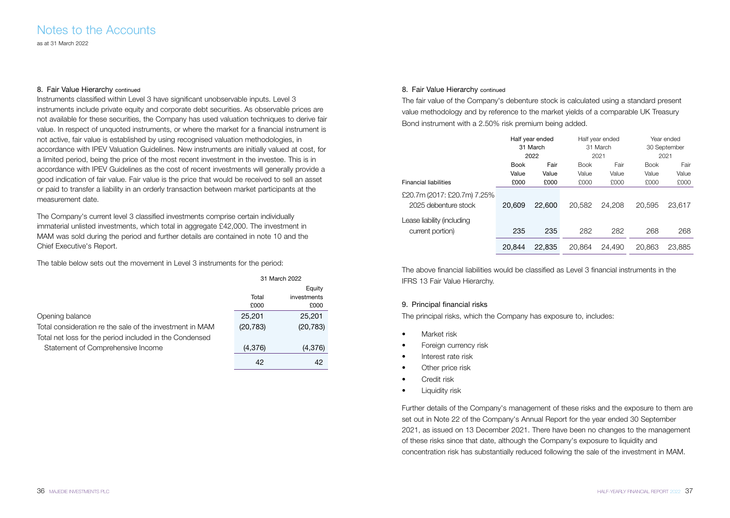# Notes to the Accounts

as at 31 March 2022

### 8. Fair Value Hierarchy continued

Instruments classified within Level 3 have significant unobservable inputs. Level 3 instruments include private equity and corporate debt securities. As observable prices are not available for these securities, the Company has used valuation techniques to derive fair value. In respect of unquoted instruments, or where the market for a financial instrument is not active, fair value is established by using recognised valuation methodologies, in accordance with IPEV Valuation Guidelines. New instruments are initially valued at cost, for a limited period, being the price of the most recent investment in the investee. This is in accordance with IPEV Guidelines as the cost of recent investments will generally provide a good indication of fair value. Fair value is the price that would be received to sell an asset or paid to transfer a liability in an orderly transaction between market participants at the measurement date.

The Company's current level 3 classified investments comprise certain individually immaterial unlisted investments, which total in aggregate £42,000. The investment in MAM was sold during the period and further details are contained in note 10 and the Chief Executive's Report.

The table below sets out the movement in Level 3 instruments for the period:

| | 31 March 2022 | |
|---|---|---|
| | Total £000 | Equity investments £000 |
| Opening balance | 25,201 | 25,201 |
| Total consideration re the sale of the investment in MAM | (20,783) | (20,783) |
| Total net loss for the period included in the Condensed Statement of Comprehensive Income | (4,376) | (4,376) |
| | 42 | 42 |

### 8. Fair Value Hierarchy continued

The fair value of the Company's debenture stock is calculated using a standard present value methodology and by reference to the market yields of a comparable UK Treasury Bond instrument with a 2.50% risk premium being added.

| | Half year ended 31 March 2022 | | Half year ended 31 March 2021 | | Year ended 30 September 2021 | |
|---|---|---|---|---|---|---|
| Financial liabilities | Book Value £000 | Fair Value £000 | Book Value £000 | Fair Value £000 | Book Value £000 | Fair Value £000 |
| £20.7m (2017: £20.7m) 7.25% 2025 debenture stock | 20,609 | 22,600 | 20,582 | 24,208 | 20,595 | 23,617 |
| Lease liability (including current portion) | 235 | 235 | 282 | 282 | 268 | 268 |
| | 20,844 | 22,835 | 20,864 | 24,490 | 20,863 | 23,885 |

The above financial liabilities would be classified as Level 3 financial instruments in the IFRS 13 Fair Value Hierarchy.

### 9. Principal financial risks

The principal risks, which the Company has exposure to, includes:

- Market risk
- Foreign currency risk
- Interest rate risk
- Other price risk
- Credit risk
- Liquidity risk

Further details of the Company's management of these risks and the exposure to them are set out in Note 22 of the Company's Annual Report for the year ended 30 September 2021, as issued on 13 December 2021. There have been no changes to the management of these risks since that date, although the Company's exposure to liquidity and concentration risk has substantially reduced following the sale of the investment in MAM.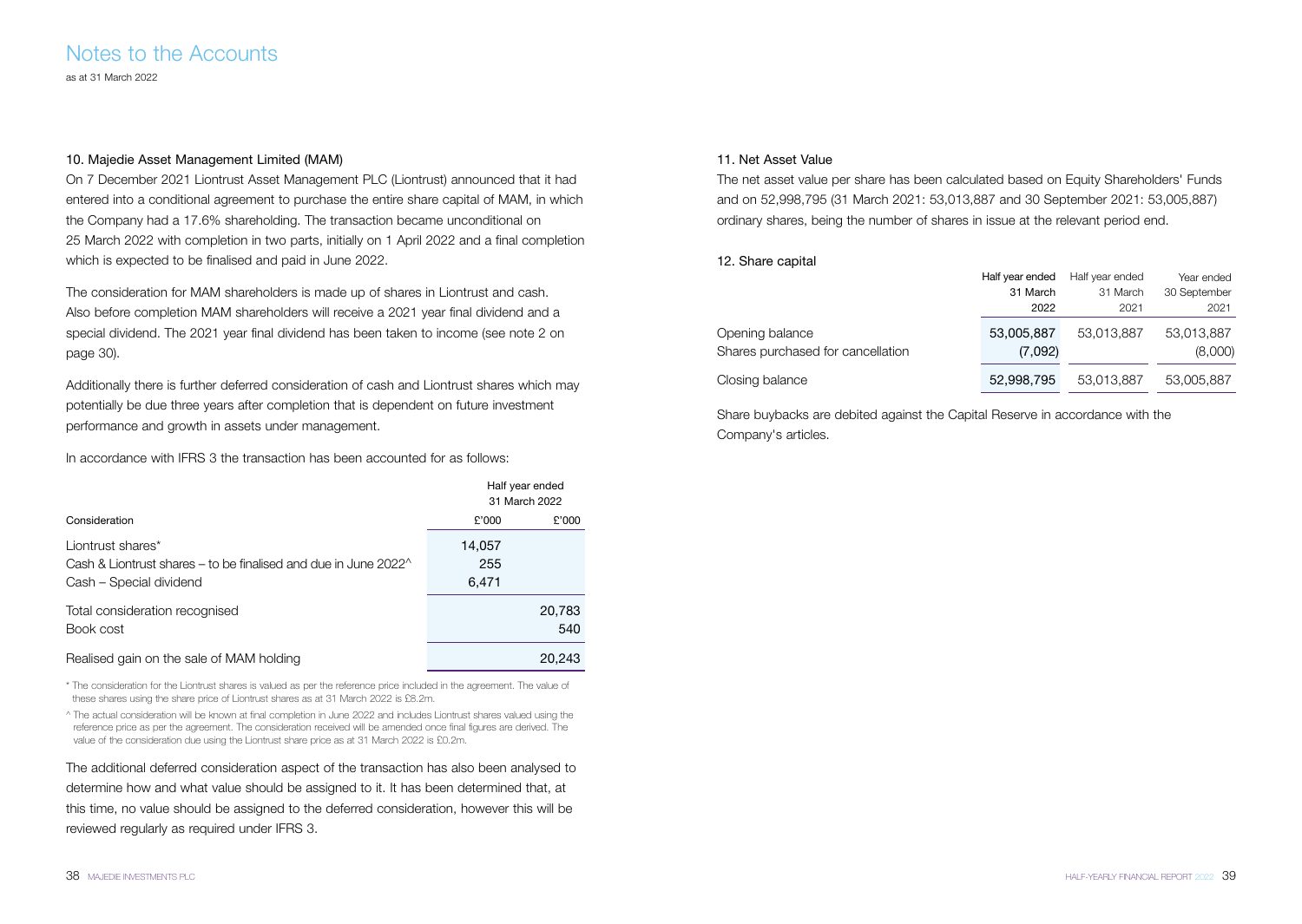# Notes to the Accounts

as at 31 March 2022

### 10. Majedie Asset Management Limited (MAM)

On 7 December 2021 Liontrust Asset Management PLC (Liontrust) announced that it had entered into a conditional agreement to purchase the entire share capital of MAM, in which the Company had a 17.6% shareholding. The transaction became unconditional on 25 March 2022 with completion in two parts, initially on 1 April 2022 and a final completion which is expected to be finalised and paid in June 2022.

The consideration for MAM shareholders is made up of shares in Liontrust and cash. Also before completion MAM shareholders will receive a 2021 year final dividend and a special dividend. The 2021 year final dividend has been taken to income (see note 2 on page 30).

Additionally there is further deferred consideration of cash and Liontrust shares which may potentially be due three years after completion that is dependent on future investment performance and growth in assets under management.

In accordance with IFRS 3 the transaction has been accounted for as follows:

| | Half year ended 31 March 2022 | |
|---|---|---|
| Consideration | £'000 | £'000 |
| Liontrust shares* | 14,057 | |
| Cash & Liontrust shares – to be finalised and due in June 2022^ | 255 | |
| Cash – Special dividend | 6,471 | |
| Total consideration recognised | | 20,783 |
| Book cost | | 540 |
| Realised gain on the sale of MAM holding | | 20,243 |

\* The consideration for the Liontrust shares is valued as per the reference price included in the agreement. The value of these shares using the share price of Liontrust shares as at 31 March 2022 is £8.2m.

^ The actual consideration will be known at final completion in June 2022 and includes Liontrust shares valued using the reference price as per the agreement. The consideration received will be amended once final figures are derived. The value of the consideration due using the Liontrust share price as at 31 March 2022 is £0.2m.

The additional deferred consideration aspect of the transaction has also been analysed to determine how and what value should be assigned to it. It has been determined that, at this time, no value should be assigned to the deferred consideration, however this will be reviewed regularly as required under IFRS 3.

### 11. Net Asset Value

The net asset value per share has been calculated based on Equity Shareholders' Funds and on 52,998,795 (31 March 2021: 53,013,887 and 30 September 2021: 53,005,887) ordinary shares, being the number of shares in issue at the relevant period end.

### 12. Share capital

| | Half year ended 31 March 2022 | Half year ended 31 March 2021 | Year ended 30 September 2021 |
|---|---|---|---|
| Opening balance | 53,005,887 | 53,013,887 | 53,013,887 |
| Shares purchased for cancellation | (7,092) | | (8,000) |
| Closing balance | 52,998,795 | 53,013,887 | 53,005,887 |

Share buybacks are debited against the Capital Reserve in accordance with the Company's articles.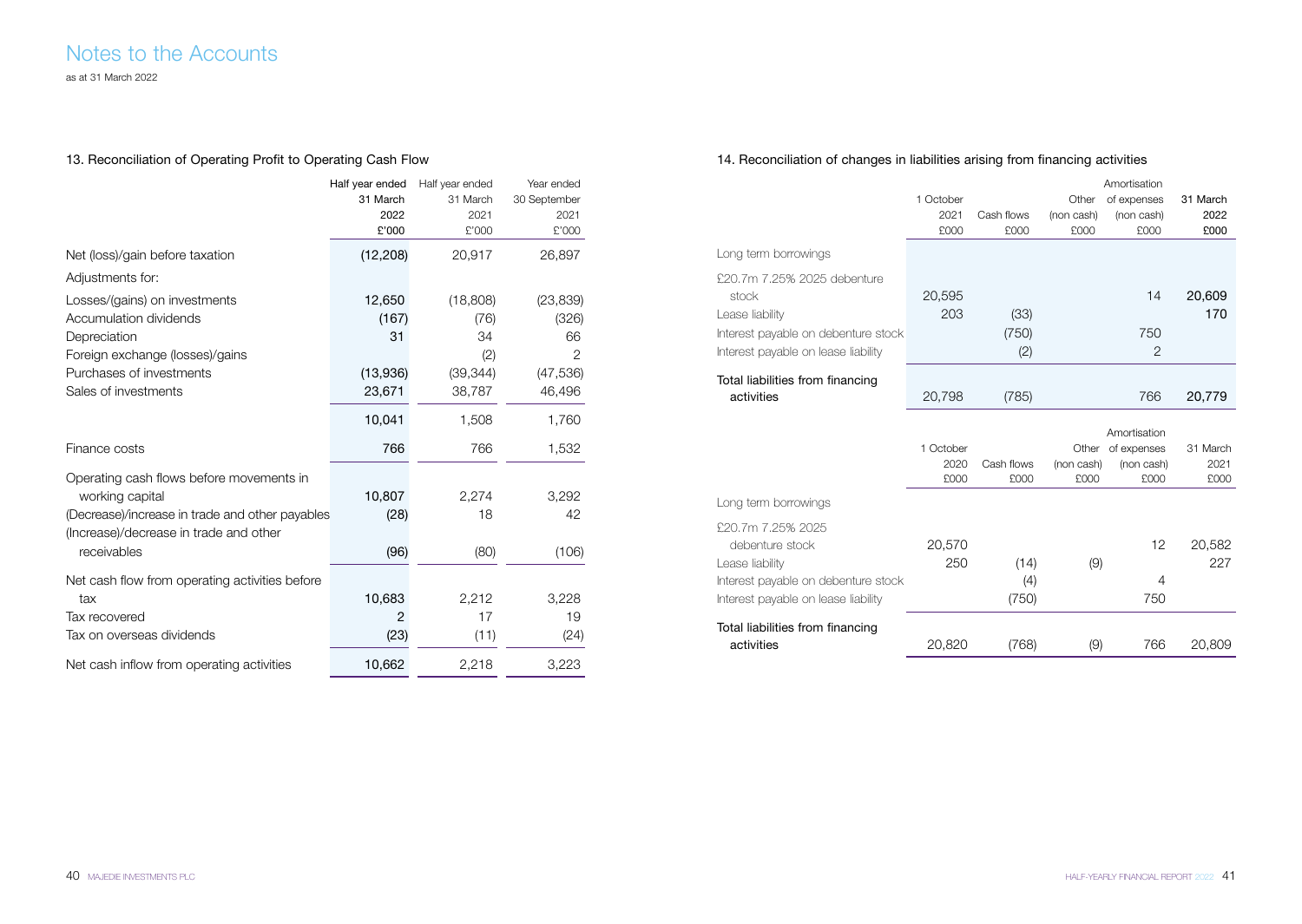# Notes to the Accounts

as at 31 March 2022

## 13. Reconciliation of Operating Profit to Operating Cash Flow

| | Half year ended 31 March 2022 £'000 | Half year ended 31 March 2021 £'000 | Year ended 30 September 2021 £'000 |
|---|---|---|---|
| Net (loss)/gain before taxation | (12,208) | 20,917 | 26,897 |
| Adjustments for: | | | |
| Losses/(gains) on investments | 12,650 | (18,808) | (23,839) |
| Accumulation dividends | (167) | (76) | (326) |
| Depreciation | 31 | 34 | 66 |
| Foreign exchange (losses)/gains | | (2) | 2 |
| Purchases of investments | (13,936) | (39,344) | (47,536) |
| Sales of investments | 23,671 | 38,787 | 46,496 |
| | 10,041 | 1,508 | 1,760 |
| Finance costs | 766 | 766 | 1,532 |
| Operating cash flows before movements in working capital | 10,807 | 2,274 | 3,292 |
| (Decrease)/increase in trade and other payables | (28) | 18 | 42 |
| (Increase)/decrease in trade and other receivables | (96) | (80) | (106) |
| Net cash flow from operating activities before tax | 10,683 | 2,212 | 3,228 |
| Tax recovered | 2 | 17 | 19 |
| Tax on overseas dividends | (23) | (11) | (24) |
| Net cash inflow from operating activities | 10,662 | 2,218 | 3,223 |

## 14. Reconciliation of changes in liabilities arising from financing activities

| | 1 October 2021 £000 | Cash flows £000 | Other (non cash) £000 | Amortisation of expenses (non cash) £000 | 31 March 2022 £000 |
|---|---|---|---|---|---|
| Long term borrowings | | | | | |
| £20.7m 7.25% 2025 debenture stock | 20,595 | | | 14 | 20,609 |
| Lease liability | 203 | (33) | | | 170 |
| Interest payable on debenture stock | | (750) | | 750 | |
| Interest payable on lease liability | | (2) | | 2 | |
| Total liabilities from financing activities | 20,798 | (785) | | 766 | 20,779 |

| | 1 October 2020 £000 | Cash flows £000 | Other (non cash) £000 | Amortisation of expenses (non cash) £000 | 31 March 2021 £000 |
|---|---|---|---|---|---|
| Long term borrowings | | | | | |
| £20.7m 7.25% 2025 debenture stock | 20,570 | | | 12 | 20,582 |
| Lease liability | 250 | (14) | (9) | | 227 |
| Interest payable on debenture stock | | (4) | | 4 | |
| Interest payable on lease liability | | (750) | | 750 | |
| Total liabilities from financing activities | 20,820 | (768) | (9) | 766 | 20,809 |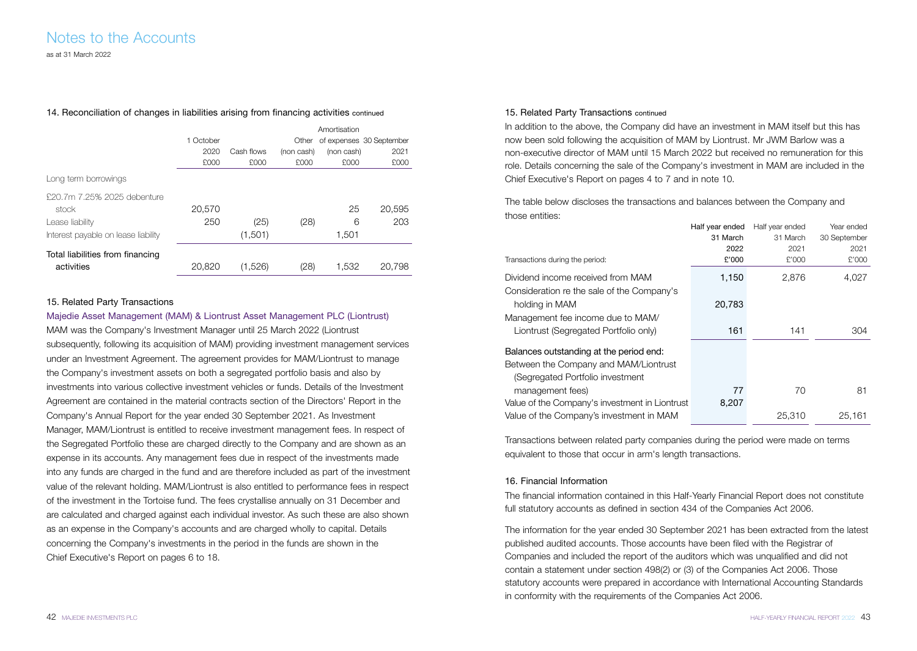# Notes to the Accounts

as at 31 March 2022

## 14. Reconciliation of changes in liabilities arising from financing activities continued

| | 1 October 2020 £000 | Cash flows £000 | Other (non cash) £000 | Amortisation of expenses (non cash) £000 | 30 September 2021 £000 |
|---|---|---|---|---|---|
| Long term borrowings | | | | | |
| £20.7m 7.25% 2025 debenture stock | 20,570 | | | 25 | 20,595 |
| Lease liability | 250 | (25) | (28) | 6 | 203 |
| Interest payable on lease liability | | (1,501) | | 1,501 | |
| Total liabilities from financing activities | 20,820 | (1,526) | (28) | 1,532 | 20,798 |

## 15. Related Party Transactions

### Majedie Asset Management (MAM) & Liontrust Asset Management PLC (Liontrust)

MAM was the Company's Investment Manager until 25 March 2022 (Liontrust subsequently, following its acquisition of MAM) providing investment management services under an Investment Agreement. The agreement provides for MAM/Liontrust to manage the Company's investment assets on both a segregated portfolio basis and also by investments into various collective investment vehicles or funds. Details of the Investment Agreement are contained in the material contracts section of the Directors' Report in the Company's Annual Report for the year ended 30 September 2021. As Investment Manager, MAM/Liontrust is entitled to receive investment management fees. In respect of the Segregated Portfolio these are charged directly to the Company and are shown as an expense in its accounts. Any management fees due in respect of the investments made into any funds are charged in the fund and are therefore included as part of the investment value of the relevant holding. MAM/Liontrust is also entitled to performance fees in respect of the investment in the Tortoise fund. The fees crystallise annually on 31 December and are calculated and charged against each individual investor. As such these are also shown as an expense in the Company's accounts and are charged wholly to capital. Details concerning the Company's investments in the period in the funds are shown in the Chief Executive's Report on pages 6 to 18.

## 15. Related Party Transactions continued

In addition to the above, the Company did have an investment in MAM itself but this has now been sold following the acquisition of MAM by Liontrust. Mr JWM Barlow was a non-executive director of MAM until 15 March 2022 but received no remuneration for this role. Details concerning the sale of the Company's investment in MAM are included in the Chief Executive's Report on pages 4 to 7 and in note 10.

The table below discloses the transactions and balances between the Company and those entities:

| Transactions during the period: | Half year ended 31 March 2022 £'000 | Half year ended 31 March 2021 £'000 | Year ended 30 September 2021 £'000 |
|---|---|---|---|
| Dividend income received from MAM | 1,150 | 2,876 | 4,027 |
| Consideration re the sale of the Company's holding in MAM | 20,783 | | |
| Management fee income due to MAM/ Liontrust (Segregated Portfolio only) | 161 | 141 | 304 |
| **Balances outstanding at the period end:** | | | |
| Between the Company and MAM/Liontrust (Segregated Portfolio investment management fees) | 77 | 70 | 81 |
| Value of the Company's investment in Liontrust | 8,207 | | |
| Value of the Company's investment in MAM | | 25,310 | 25,161 |

Transactions between related party companies during the period were made on terms equivalent to those that occur in arm's length transactions.

## 16. Financial Information

The financial information contained in this Half-Yearly Financial Report does not constitute full statutory accounts as defined in section 434 of the Companies Act 2006.

The information for the year ended 30 September 2021 has been extracted from the latest published audited accounts. Those accounts have been filed with the Registrar of Companies and included the report of the auditors which was unqualified and did not contain a statement under section 498(2) or (3) of the Companies Act 2006. Those statutory accounts were prepared in accordance with International Accounting Standards in conformity with the requirements of the Companies Act 2006.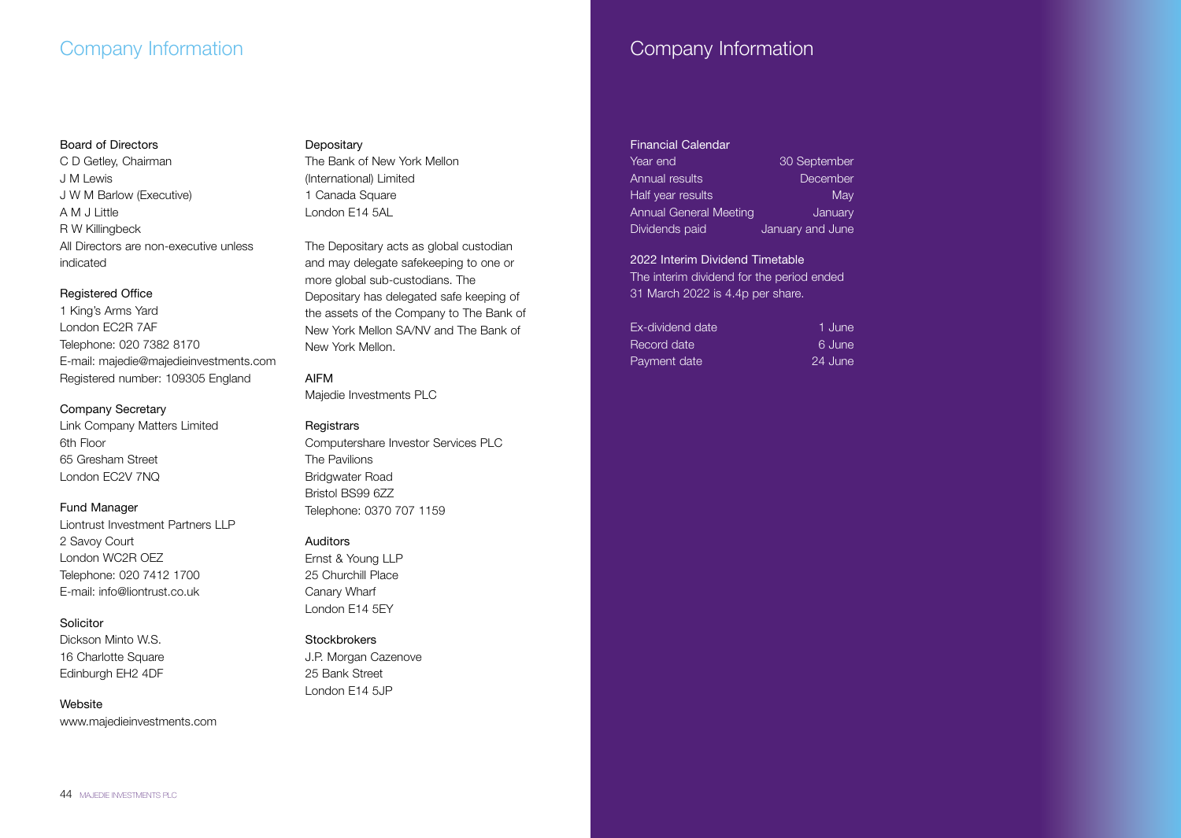# Company Information

**Board of Directors**
C D Getley, Chairman
J M Lewis
J W M Barlow (Executive)
A M J Little
R W Killingbeck
All Directors are non-executive unless indicated

**Registered Office**
1 King's Arms Yard
London EC2R 7AF
Telephone: 020 7382 8170
E-mail: majedie@majedieinvestments.com
Registered number: 109305 England

**Company Secretary**
Link Company Matters Limited
6th Floor
65 Gresham Street
London EC2V 7NQ

**Fund Manager**
Liontrust Investment Partners LLP
2 Savoy Court
London WC2R OEZ
Telephone: 020 7412 1700
E-mail: info@liontrust.co.uk

**Solicitor**
Dickson Minto W.S.
16 Charlotte Square
Edinburgh EH2 4DF

**Website**
www.majedieinvestments.com

**Depositary**
The Bank of New York Mellon
(International) Limited
1 Canada Square
London E14 5AL

The Depositary acts as global custodian and may delegate safekeeping to one or more global sub-custodians. The Depositary has delegated safe keeping of the assets of the Company to The Bank of New York Mellon SA/NV and The Bank of New York Mellon.

**AIFM**
Majedie Investments PLC

**Registrars**
Computershare Investor Services PLC
The Pavilions
Bridgwater Road
Bristol BS99 6ZZ
Telephone: 0370 707 1159

**Auditors**
Ernst & Young LLP
25 Churchill Place
Canary Wharf
London E14 5EY

**Stockbrokers**
J.P. Morgan Cazenove
25 Bank Street
London E14 5JP

# Company Information

**Financial Calendar**

| | |
|---|---|
| Year end | 30 September |
| Annual results | December |
| Half year results | May |
| Annual General Meeting | January |
| Dividends paid | January and June |

**2022 Interim Dividend Timetable**
The interim dividend for the period ended 31 March 2022 is 4.4p per share.

| | |
|---|---|
| Ex-dividend date | 1 June |
| Record date | 6 June |
| Payment date | 24 June |